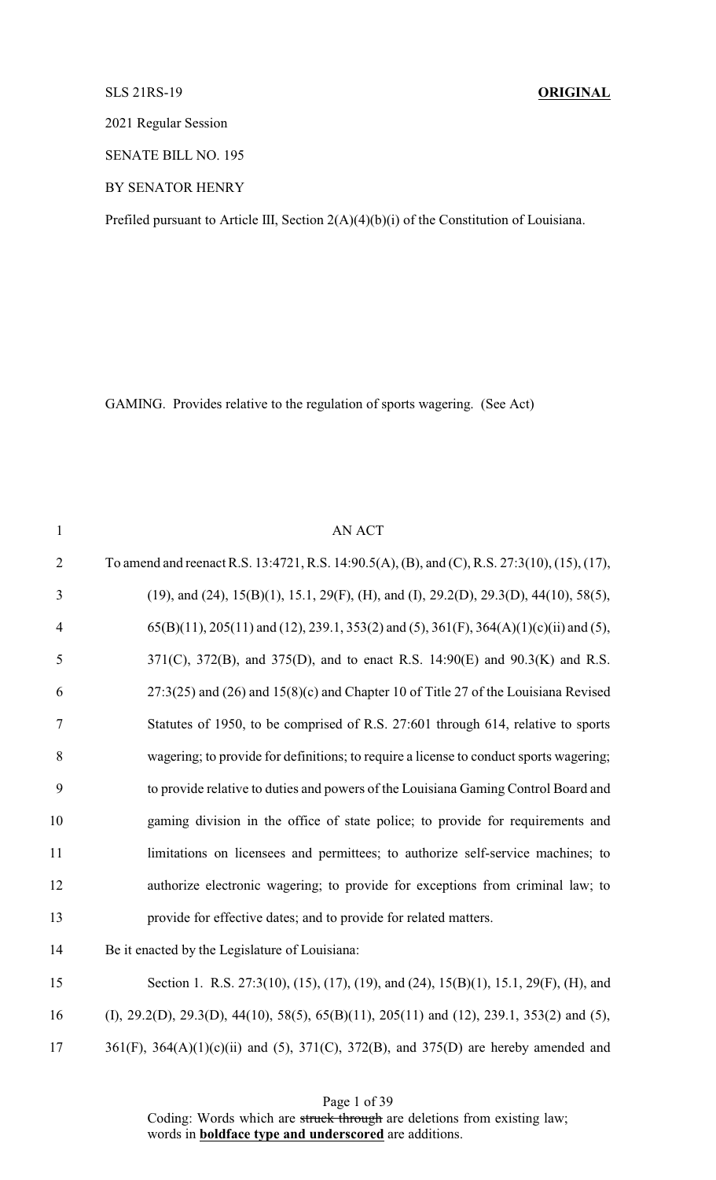SLS 21RS-19 **ORIGINAL**

2021 Regular Session

SENATE BILL NO. 195

BY SENATOR HENRY

Prefiled pursuant to Article III, Section 2(A)(4)(b)(i) of the Constitution of Louisiana.

GAMING. Provides relative to the regulation of sports wagering. (See Act)

AN ACT

To amend and reenact R.S. 13:4721, R.S. 14:90.5(A), (B), and (C), R.S. 27:3(10), (15), (17), (19), and (24), 15(B)(1), 15.1, 29(F), (H), and (I), 29.2(D), 29.3(D), 44(10), 58(5), 65(B)(11), 205(11) and (12), 239.1, 353(2) and (5), 361(F), 364(A)(1)(c)(ii) and (5), 371(C), 372(B), and 375(D), and to enact R.S. 14:90(E) and 90.3(K) and R.S. 27:3(25) and (26) and 15(8)(c) and Chapter 10 of Title 27 of the Louisiana Revised Statutes of 1950, to be comprised of R.S. 27:601 through 614, relative to sports wagering; to provide for definitions; to require a license to conduct sports wagering; to provide relative to duties and powers of the Louisiana Gaming Control Board and gaming division in the office of state police; to provide for requirements and limitations on licensees and permittees; to authorize self-service machines; to authorize electronic wagering; to provide for exceptions from criminal law; to provide for effective dates; and to provide for related matters.

Be it enacted by the Legislature of Louisiana:

Section 1. R.S. 27:3(10), (15), (17), (19), and (24), 15(B)(1), 15.1, 29(F), (H), and (I), 29.2(D), 29.3(D), 44(10), 58(5), 65(B)(11), 205(11) and (12), 239.1, 353(2) and (5), 361(F), 364(A)(1)(c)(ii) and (5), 371(C), 372(B), and 375(D) are hereby amended and

Coding: Words which are ~~struck through~~ are deletions from existing law; words in **__boldface type and underscored__** are additions.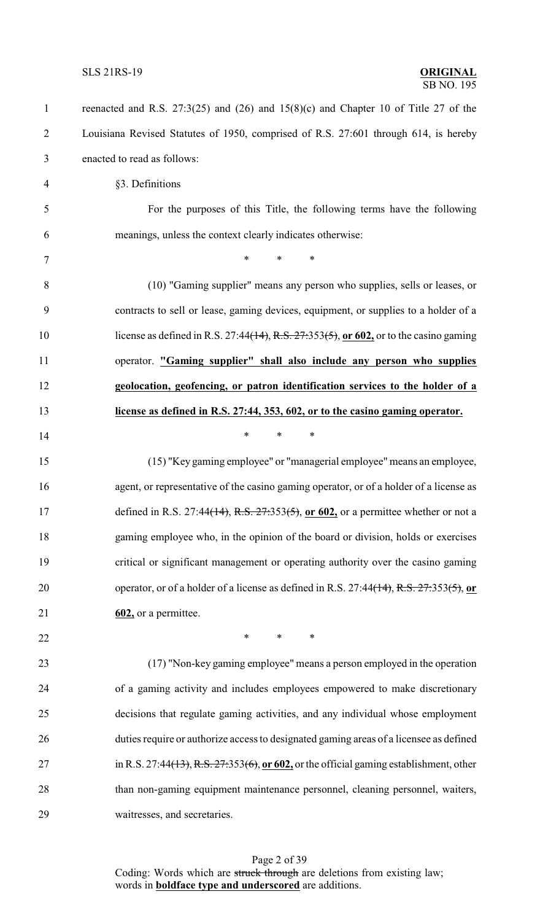reenacted and R.S. 27:3(25) and (26) and 15(8)(c) and Chapter 10 of Title 27 of the Louisiana Revised Statutes of 1950, comprised of R.S. 27:601 through 614, is hereby enacted to read as follows:

§3. Definitions

For the purposes of this Title, the following terms have the following meanings, unless the context clearly indicates otherwise:

\* \* \*

(10) "Gaming supplier" means any person who supplies, sells or leases, or contracts to sell or lease, gaming devices, equipment, or supplies to a holder of a license as defined in R.S. 27:44~~(14)~~, ~~R.S. 27:~~353~~(5)~~, **<u>or 602,</u>** or to the casino gaming operator. **<u>"Gaming supplier" shall also include any person who supplies geolocation, geofencing, or patron identification services to the holder of a license as defined in R.S. 27:44, 353, 602, or to the casino gaming operator.</u>**

\* \* \*

(15) "Key gaming employee" or "managerial employee" means an employee, agent, or representative of the casino gaming operator, or of a holder of a license as defined in R.S. 27:44~~(14)~~, ~~R.S. 27:~~353~~(5)~~, **<u>or 602,</u>** or a permittee whether or not a gaming employee who, in the opinion of the board or division, holds or exercises critical or significant management or operating authority over the casino gaming operator, or of a holder of a license as defined in R.S. 27:44~~(14)~~, ~~R.S. 27:~~353~~(5)~~, **<u>or 602,</u>** or a permittee.

\* \* \*

(17) "Non-key gaming employee" means a person employed in the operation of a gaming activity and includes employees empowered to make discretionary decisions that regulate gaming activities, and any individual whose employment duties require or authorize access to designated gaming areas of a licensee as defined in R.S. 27:44~~(13)~~, ~~R.S. 27:~~353~~(6)~~, **<u>or 602,</u>** or the official gaming establishment, other than non-gaming equipment maintenance personnel, cleaning personnel, waiters, waitresses, and secretaries.

Coding: Words which are ~~struck through~~ are deletions from existing law; words in **<u>boldface type and underscored</u>** are additions.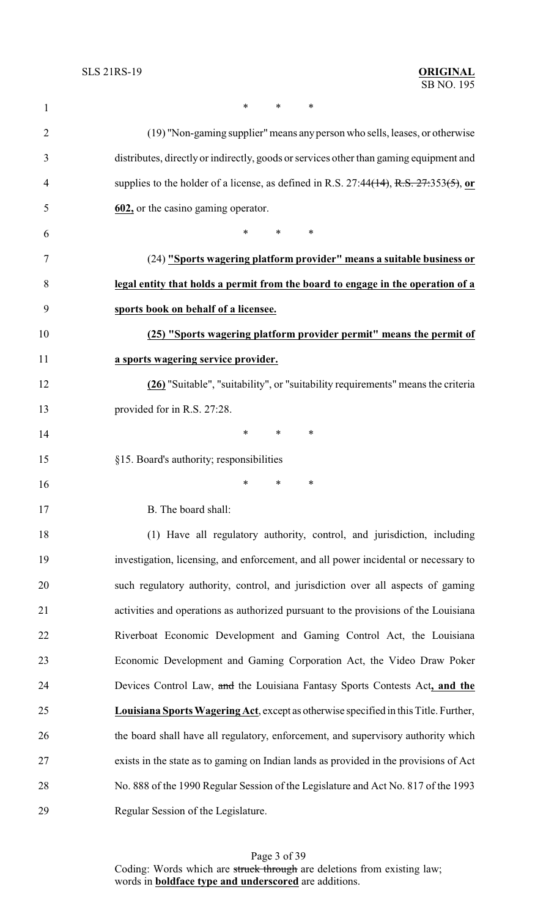\*        \*        \*

(19) "Non-gaming supplier" means any person who sells, leases, or otherwise distributes, directly or indirectly, goods or services other than gaming equipment and supplies to the holder of a license, as defined in R.S. 27:44~~(14)~~, ~~R.S. 27:353(5)~~, **<u>or 602,</u>** or the casino gaming operator.

\*        \*        \*

(24) **<u>"Sports wagering platform provider" means a suitable business or legal entity that holds a permit from the board to engage in the operation of a sports book on behalf of a licensee.</u>**

**<u>(25) "Sports wagering platform provider permit" means the permit of a sports wagering service provider.</u>**

**<u>(26)</u>** "Suitable", "suitability", or "suitability requirements" means the criteria provided for in R.S. 27:28.

\*        \*        \*

§15. Board's authority; responsibilities

\*        \*        \*

B. The board shall:

(1) Have all regulatory authority, control, and jurisdiction, including investigation, licensing, and enforcement, and all power incidental or necessary to such regulatory authority, control, and jurisdiction over all aspects of gaming activities and operations as authorized pursuant to the provisions of the Louisiana Riverboat Economic Development and Gaming Control Act, the Louisiana Economic Development and Gaming Corporation Act, the Video Draw Poker Devices Control Law, ~~and~~ the Louisiana Fantasy Sports Contests Act**<u>, and the Louisiana Sports Wagering Act</u>**, except as otherwise specified in this Title. Further, the board shall have all regulatory, enforcement, and supervisory authority which exists in the state as to gaming on Indian lands as provided in the provisions of Act No. 888 of the 1990 Regular Session of the Legislature and Act No. 817 of the 1993 Regular Session of the Legislature.

Coding: Words which are ~~struck through~~ are deletions from existing law; words in **<u>boldface type and underscored</u>** are additions.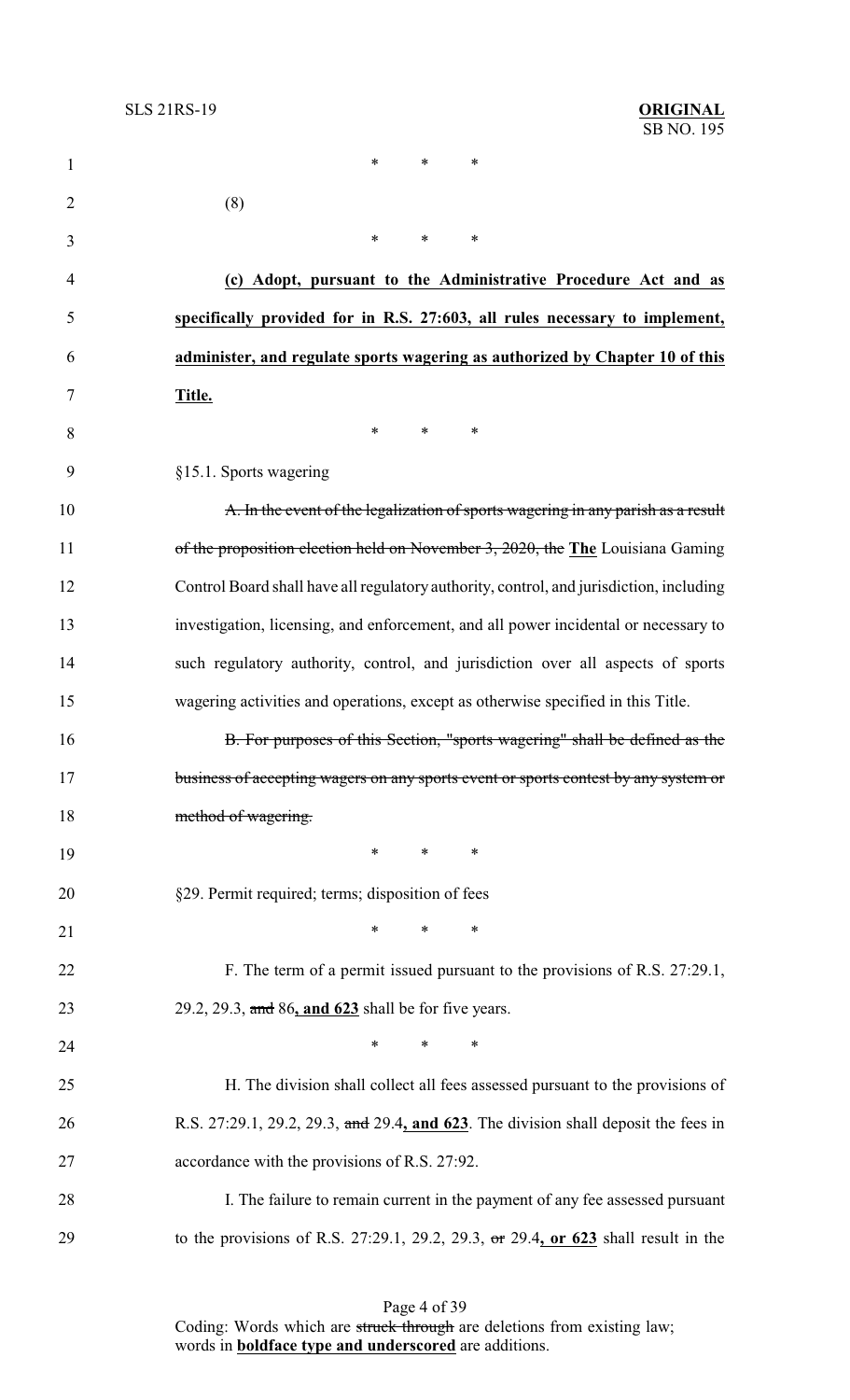\*         \*         \*

(8)

\*         \*         \*

**(c) Adopt, pursuant to the Administrative Procedure Act and as specifically provided for in R.S. 27:603, all rules necessary to implement, administer, and regulate sports wagering as authorized by Chapter 10 of this Title.**

\*         \*         \*

§15.1. Sports wagering

~~A. In the event of the legalization of sports wagering in any parish as a result of the proposition election held on November 3, 2020, the~~ **The** Louisiana Gaming Control Board shall have all regulatory authority, control, and jurisdiction, including investigation, licensing, and enforcement, and all power incidental or necessary to such regulatory authority, control, and jurisdiction over all aspects of sports wagering activities and operations, except as otherwise specified in this Title.

~~B. For purposes of this Section, "sports wagering" shall be defined as the business of accepting wagers on any sports event or sports contest by any system or method of wagering.~~

\*         \*         \*

§29. Permit required; terms; disposition of fees

\*         \*         \*

F. The term of a permit issued pursuant to the provisions of R.S. 27:29.1, 29.2, 29.3, ~~and~~ 86**, and 623** shall be for five years.

\*         \*         \*

H. The division shall collect all fees assessed pursuant to the provisions of R.S. 27:29.1, 29.2, 29.3, ~~and~~ 29.4**, and 623**. The division shall deposit the fees in accordance with the provisions of R.S. 27:92.

I. The failure to remain current in the payment of any fee assessed pursuant to the provisions of R.S. 27:29.1, 29.2, 29.3, ~~or~~ 29.4**, or 623** shall result in the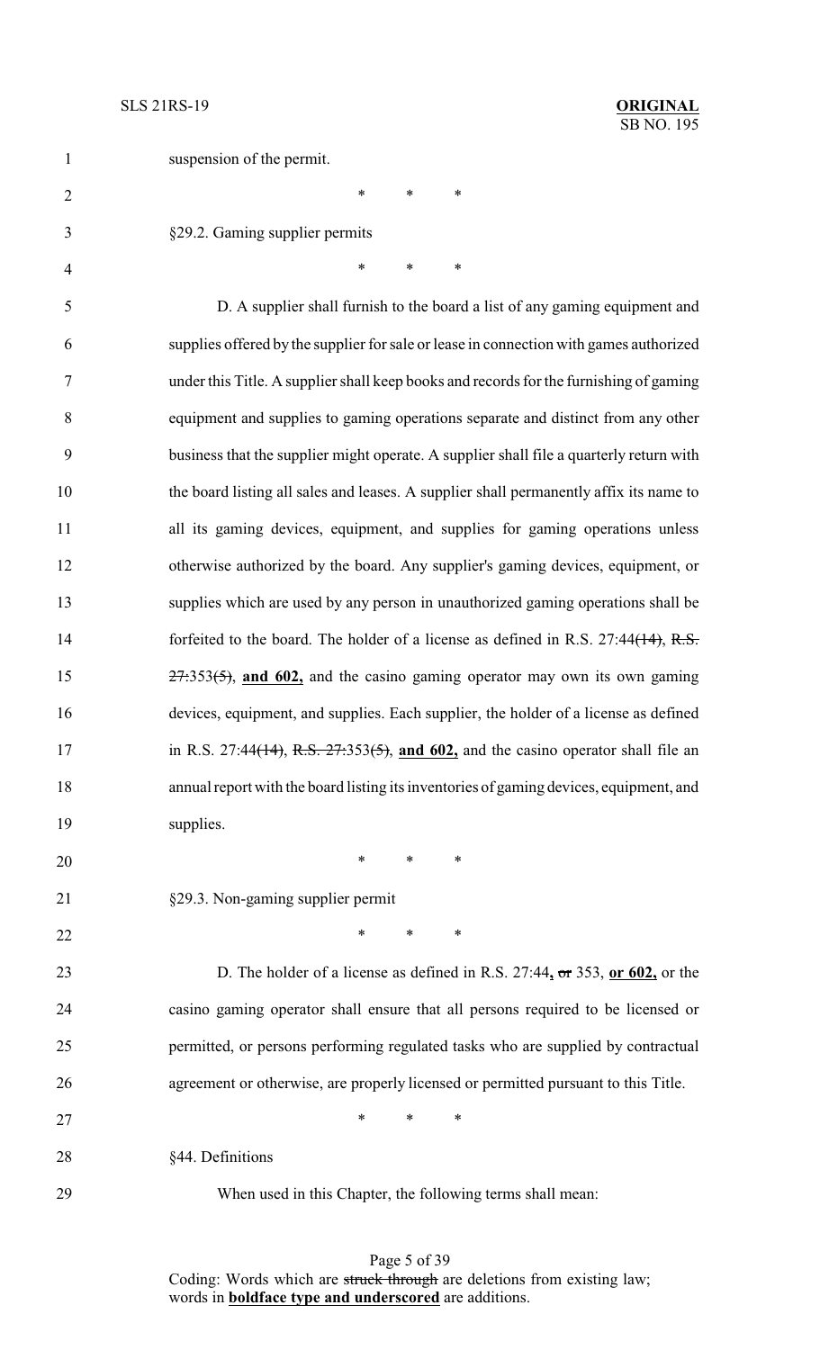suspension of the permit.

\* \* \*

§29.2. Gaming supplier permits

\* \* \*

D. A supplier shall furnish to the board a list of any gaming equipment and supplies offered by the supplier for sale or lease in connection with games authorized under this Title. A supplier shall keep books and records for the furnishing of gaming equipment and supplies to gaming operations separate and distinct from any other business that the supplier might operate. A supplier shall file a quarterly return with the board listing all sales and leases. A supplier shall permanently affix its name to all its gaming devices, equipment, and supplies for gaming operations unless otherwise authorized by the board. Any supplier's gaming devices, equipment, or supplies which are used by any person in unauthorized gaming operations shall be forfeited to the board. The holder of a license as defined in R.S. 27:44~~(14)~~, ~~R.S. 27:~~353~~(5)~~, **and 602,** and the casino gaming operator may own its own gaming devices, equipment, and supplies. Each supplier, the holder of a license as defined in R.S. 27:44~~(14)~~, ~~R.S. 27:~~353~~(5)~~, **and 602,** and the casino operator shall file an annual report with the board listing its inventories of gaming devices, equipment, and supplies.

\* \* \*

§29.3. Non-gaming supplier permit

\* \* \*

D. The holder of a license as defined in R.S. 27:44**,** ~~or~~ 353, **or 602,** or the casino gaming operator shall ensure that all persons required to be licensed or permitted, or persons performing regulated tasks who are supplied by contractual agreement or otherwise, are properly licensed or permitted pursuant to this Title.

\* \* \*

§44. Definitions

When used in this Chapter, the following terms shall mean:

Coding: Words which are ~~struck through~~ are deletions from existing law; words in **boldface type and underscored** are additions.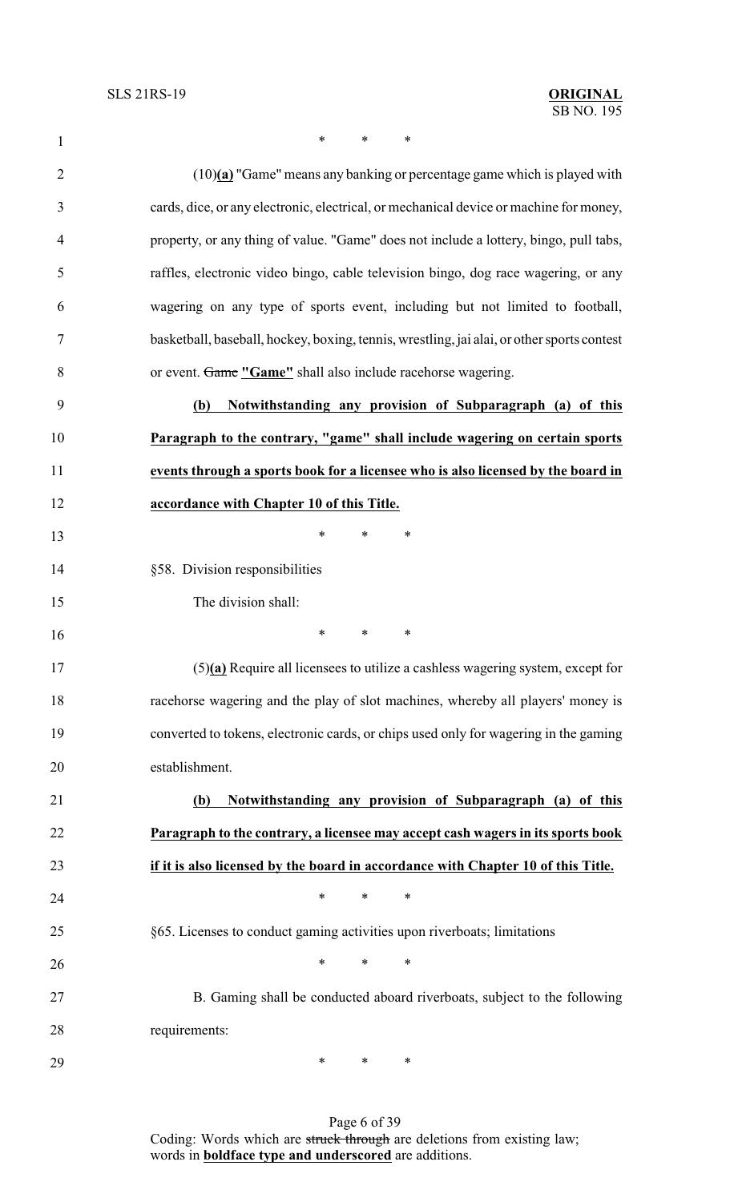\*          \*          \*

(10)**(a)** "Game" means any banking or percentage game which is played with cards, dice, or any electronic, electrical, or mechanical device or machine for money, property, or any thing of value. "Game" does not include a lottery, bingo, pull tabs, raffles, electronic video bingo, cable television bingo, dog race wagering, or any wagering on any type of sports event, including but not limited to football, basketball, baseball, hockey, boxing, tennis, wrestling, jai alai, or other sports contest or event. ~~Game~~ **"Game"** shall also include racehorse wagering.

**(b) Notwithstanding any provision of Subparagraph (a) of this Paragraph to the contrary, "game" shall include wagering on certain sports events through a sports book for a licensee who is also licensed by the board in accordance with Chapter 10 of this Title.**

\*          \*          \*

§58. Division responsibilities

The division shall:

\*          \*          \*

(5)**(a)** Require all licensees to utilize a cashless wagering system, except for racehorse wagering and the play of slot machines, whereby all players' money is converted to tokens, electronic cards, or chips used only for wagering in the gaming establishment.

**(b) Notwithstanding any provision of Subparagraph (a) of this Paragraph to the contrary, a licensee may accept cash wagers in its sports book if it is also licensed by the board in accordance with Chapter 10 of this Title.**

\*          \*          \*

§65. Licenses to conduct gaming activities upon riverboats; limitations

\*          \*          \*

B. Gaming shall be conducted aboard riverboats, subject to the following requirements:

\*          \*          \*

Coding: Words which are ~~struck through~~ are deletions from existing law; words in **boldface type and underscored** are additions.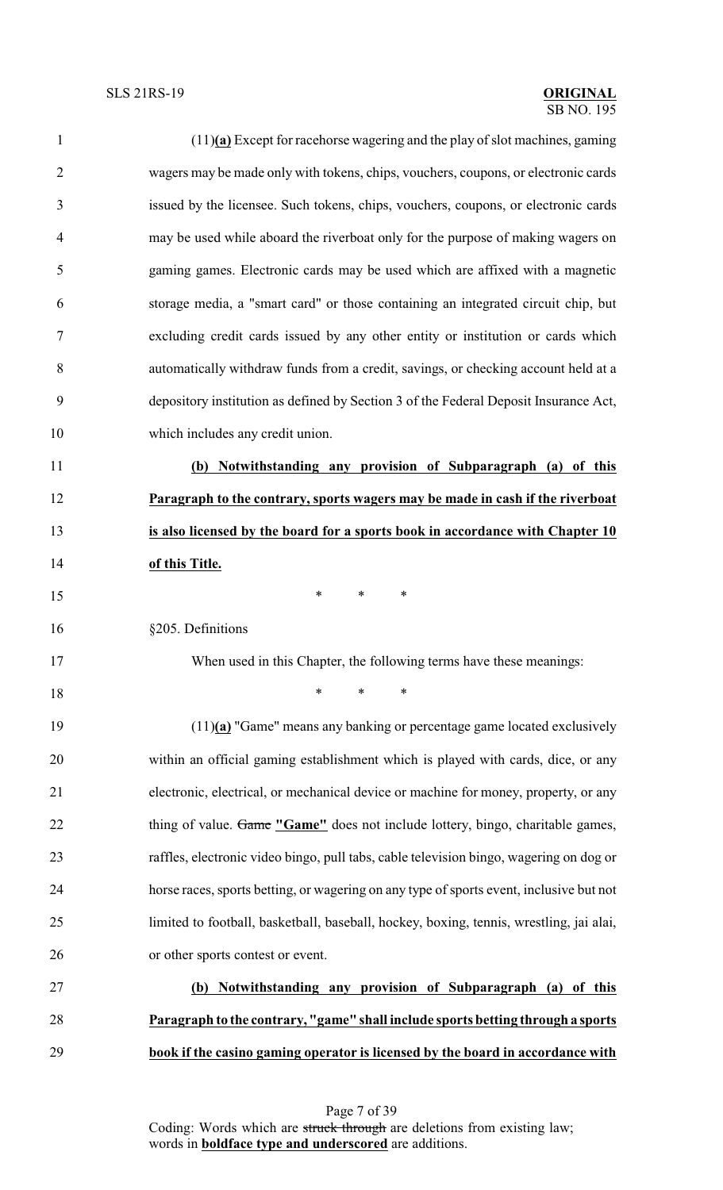(11)**(a)** Except for racehorse wagering and the play of slot machines, gaming wagers may be made only with tokens, chips, vouchers, coupons, or electronic cards issued by the licensee. Such tokens, chips, vouchers, coupons, or electronic cards may be used while aboard the riverboat only for the purpose of making wagers on gaming games. Electronic cards may be used which are affixed with a magnetic storage media, a "smart card" or those containing an integrated circuit chip, but excluding credit cards issued by any other entity or institution or cards which automatically withdraw funds from a credit, savings, or checking account held at a depository institution as defined by Section 3 of the Federal Deposit Insurance Act, which includes any credit union.

**(b) Notwithstanding any provision of Subparagraph (a) of this Paragraph to the contrary, sports wagers may be made in cash if the riverboat is also licensed by the board for a sports book in accordance with Chapter 10 of this Title.**

\* \* \*

§205. Definitions

When used in this Chapter, the following terms have these meanings:

\* \* \*

(11)**(a)** "Game" means any banking or percentage game located exclusively within an official gaming establishment which is played with cards, dice, or any electronic, electrical, or mechanical device or machine for money, property, or any thing of value. ~~Game~~ **"Game"** does not include lottery, bingo, charitable games, raffles, electronic video bingo, pull tabs, cable television bingo, wagering on dog or horse races, sports betting, or wagering on any type of sports event, inclusive but not limited to football, basketball, baseball, hockey, boxing, tennis, wrestling, jai alai, or other sports contest or event.

**(b) Notwithstanding any provision of Subparagraph (a) of this Paragraph to the contrary, "game" shall include sports betting through a sports book if the casino gaming operator is licensed by the board in accordance with**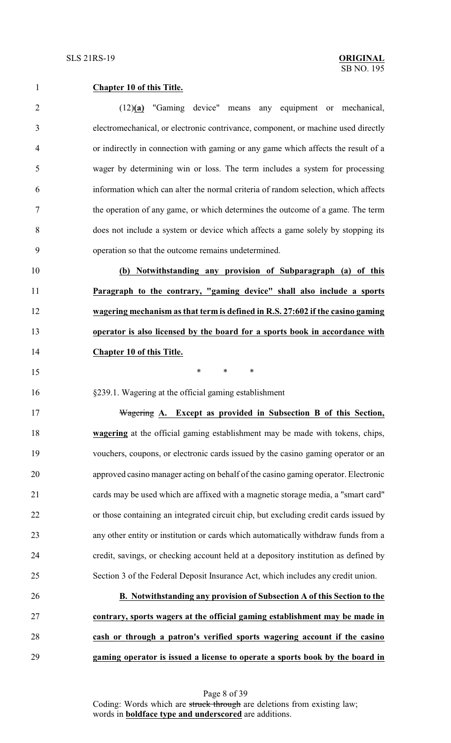**Chapter 10 of this Title.**

(12)**(a)** "Gaming device" means any equipment or mechanical, electromechanical, or electronic contrivance, component, or machine used directly or indirectly in connection with gaming or any game which affects the result of a wager by determining win or loss. The term includes a system for processing information which can alter the normal criteria of random selection, which affects the operation of any game, or which determines the outcome of a game. The term does not include a system or device which affects a game solely by stopping its operation so that the outcome remains undetermined.

**(b) Notwithstanding any provision of Subparagraph (a) of this Paragraph to the contrary, "gaming device" shall also include a sports wagering mechanism as that term is defined in R.S. 27:602 if the casino gaming operator is also licensed by the board for a sports book in accordance with Chapter 10 of this Title.**

\* \* \*

§239.1. Wagering at the official gaming establishment

~~Wagering~~ **A. Except as provided in Subsection B of this Section, wagering** at the official gaming establishment may be made with tokens, chips, vouchers, coupons, or electronic cards issued by the casino gaming operator or an approved casino manager acting on behalf of the casino gaming operator. Electronic cards may be used which are affixed with a magnetic storage media, a "smart card" or those containing an integrated circuit chip, but excluding credit cards issued by any other entity or institution or cards which automatically withdraw funds from a credit, savings, or checking account held at a depository institution as defined by Section 3 of the Federal Deposit Insurance Act, which includes any credit union.

**B. Notwithstanding any provision of Subsection A of this Section to the contrary, sports wagers at the official gaming establishment may be made in cash or through a patron's verified sports wagering account if the casino gaming operator is issued a license to operate a sports book by the board in**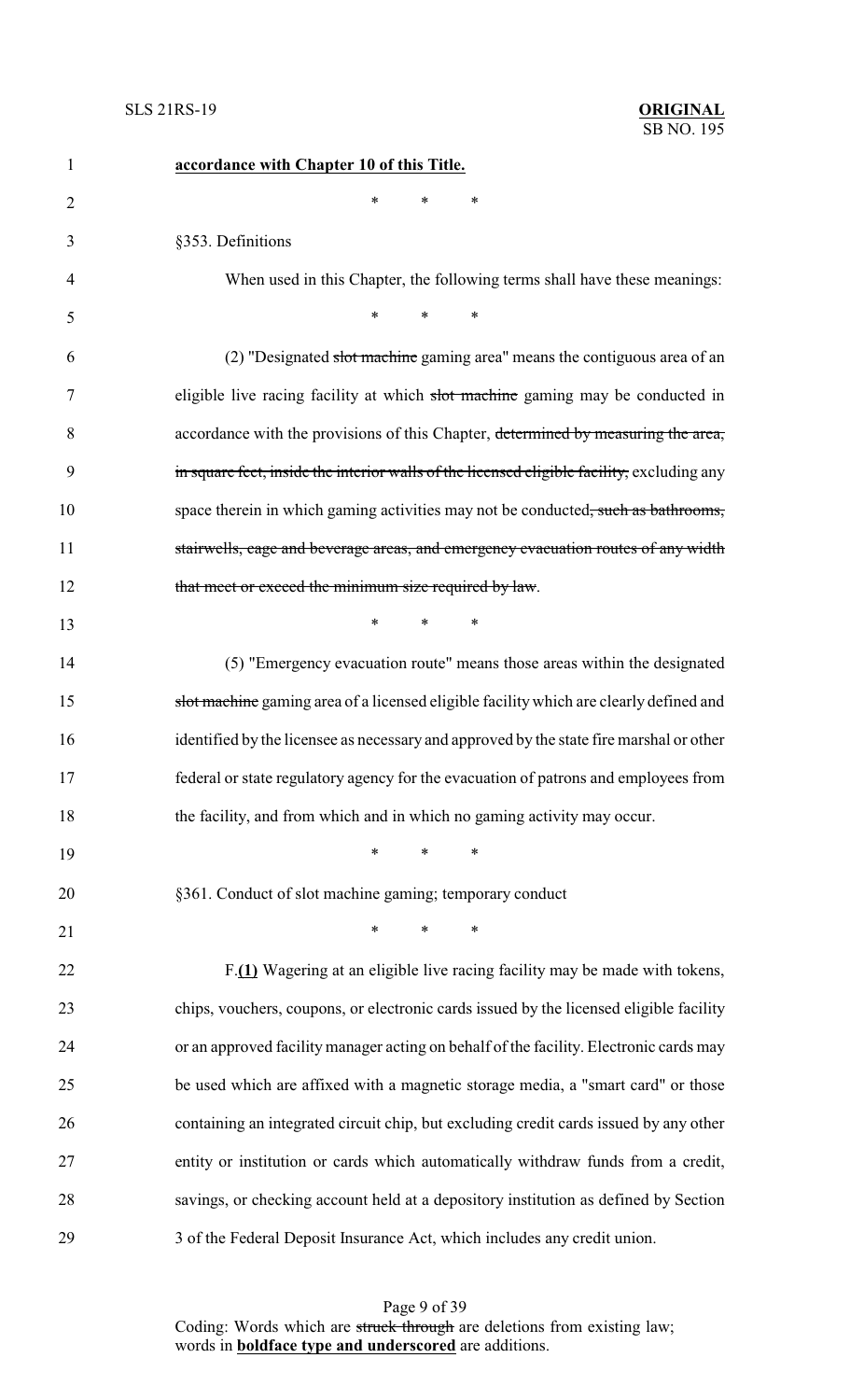**accordance with Chapter 10 of this Title.**

\* \* \*

§353. Definitions

When used in this Chapter, the following terms shall have these meanings:

\* \* \*

(2) "Designated ~~slot machine~~ gaming area" means the contiguous area of an eligible live racing facility at which ~~slot machine~~ gaming may be conducted in accordance with the provisions of this Chapter, ~~determined by measuring the area, in square feet, inside the interior walls of the licensed eligible facility,~~ excluding any space therein in which gaming activities may not be conducted~~, such as bathrooms, stairwells, cage and beverage areas, and emergency evacuation routes of any width that meet or exceed the minimum size required by law~~.

\* \* \*

(5) "Emergency evacuation route" means those areas within the designated ~~slot machine~~ gaming area of a licensed eligible facility which are clearly defined and identified by the licensee as necessary and approved by the state fire marshal or other federal or state regulatory agency for the evacuation of patrons and employees from the facility, and from which and in which no gaming activity may occur.

\* \* \*

§361. Conduct of slot machine gaming; temporary conduct

\* \* \*

F.**<u>(1)</u>** Wagering at an eligible live racing facility may be made with tokens, chips, vouchers, coupons, or electronic cards issued by the licensed eligible facility or an approved facility manager acting on behalf of the facility. Electronic cards may be used which are affixed with a magnetic storage media, a "smart card" or those containing an integrated circuit chip, but excluding credit cards issued by any other entity or institution or cards which automatically withdraw funds from a credit, savings, or checking account held at a depository institution as defined by Section 3 of the Federal Deposit Insurance Act, which includes any credit union.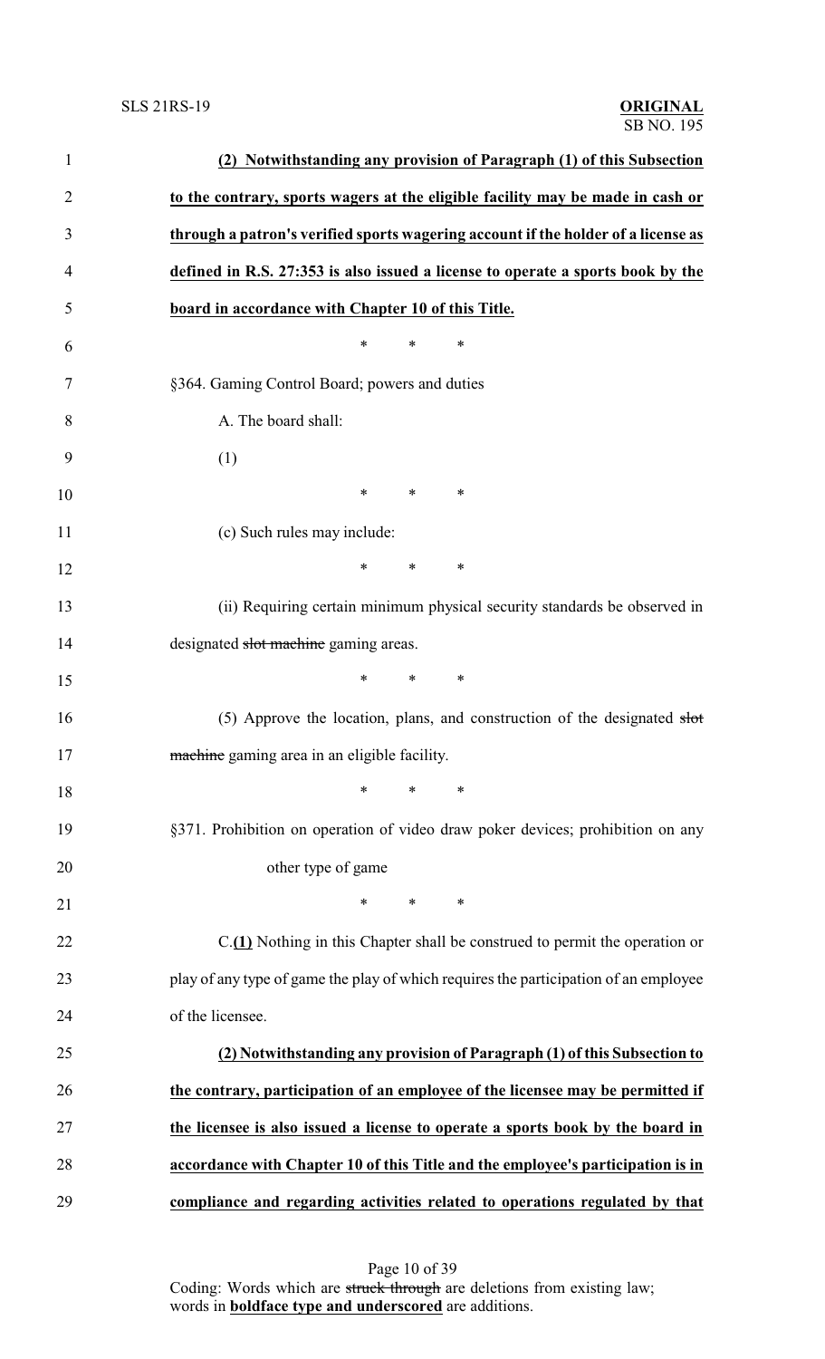**(2) Notwithstanding any provision of Paragraph (1) of this Subsection to the contrary, sports wagers at the eligible facility may be made in cash or through a patron's verified sports wagering account if the holder of a license as defined in R.S. 27:353 is also issued a license to operate a sports book by the board in accordance with Chapter 10 of this Title.**

\* \* \*

§364. Gaming Control Board; powers and duties

A. The board shall:

(1)

\* \* \*

(c) Such rules may include:

\* \* \*

(ii) Requiring certain minimum physical security standards be observed in designated ~~slot machine~~ gaming areas.

\* \* \*

(5) Approve the location, plans, and construction of the designated ~~slot machine~~ gaming area in an eligible facility.

\* \* \*

§371. Prohibition on operation of video draw poker devices; prohibition on any other type of game

\* \* \*

C.**(1)** Nothing in this Chapter shall be construed to permit the operation or play of any type of game the play of which requires the participation of an employee of the licensee.

**(2) Notwithstanding any provision of Paragraph (1) of this Subsection to the contrary, participation of an employee of the licensee may be permitted if the licensee is also issued a license to operate a sports book by the board in accordance with Chapter 10 of this Title and the employee's participation is in compliance and regarding activities related to operations regulated by that**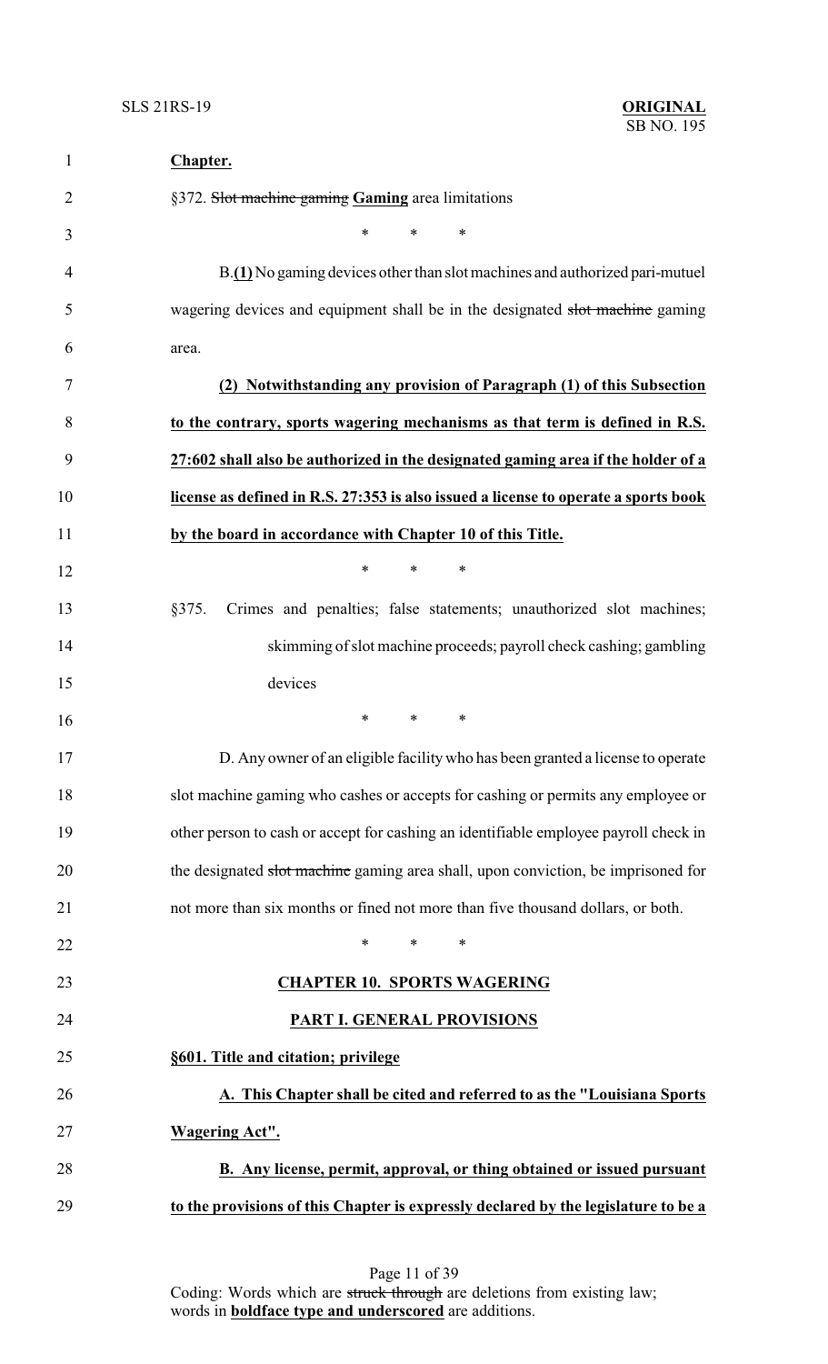**Chapter.**

§372. ~~Slot machine gaming~~ **Gaming** area limitations

\* \* \*

B.**(1)** No gaming devices other than slot machines and authorized pari-mutuel wagering devices and equipment shall be in the designated ~~slot machine~~ gaming area.

**(2) Notwithstanding any provision of Paragraph (1) of this Subsection to the contrary, sports wagering mechanisms as that term is defined in R.S. 27:602 shall also be authorized in the designated gaming area if the holder of a license as defined in R.S. 27:353 is also issued a license to operate a sports book by the board in accordance with Chapter 10 of this Title.**

\* \* \*

§375. Crimes and penalties; false statements; unauthorized slot machines; skimming of slot machine proceeds; payroll check cashing; gambling devices

\* \* \*

D. Any owner of an eligible facility who has been granted a license to operate slot machine gaming who cashes or accepts for cashing or permits any employee or other person to cash or accept for cashing an identifiable employee payroll check in the designated ~~slot machine~~ gaming area shall, upon conviction, be imprisoned for not more than six months or fined not more than five thousand dollars, or both.

\* \* \*

**CHAPTER 10. SPORTS WAGERING**

**PART I. GENERAL PROVISIONS**

**§601. Title and citation; privilege**

**A. This Chapter shall be cited and referred to as the "Louisiana Sports Wagering Act".**

**B. Any license, permit, approval, or thing obtained or issued pursuant to the provisions of this Chapter is expressly declared by the legislature to be a**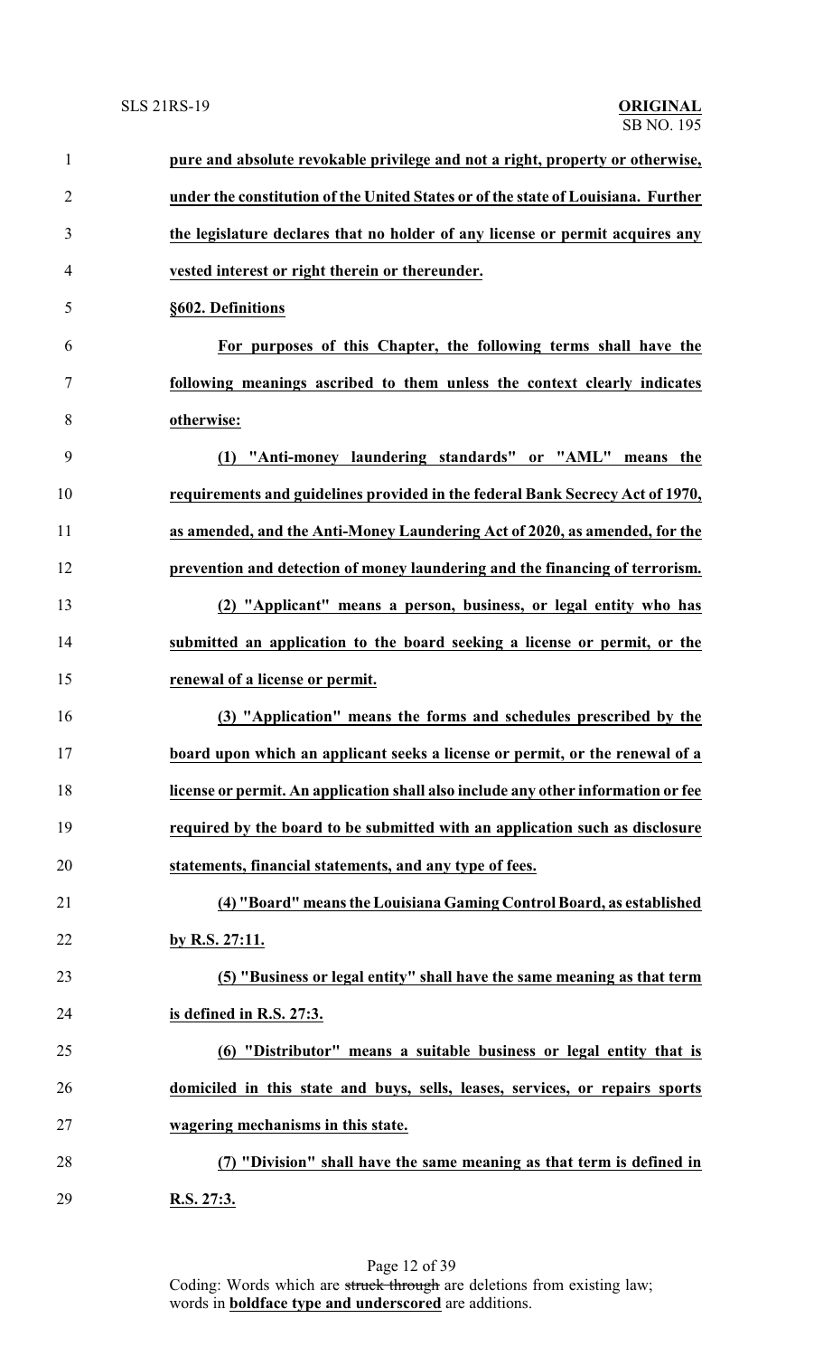**pure and absolute revokable privilege and not a right, property or otherwise, under the constitution of the United States or of the state of Louisiana. Further the legislature declares that no holder of any license or permit acquires any vested interest or right therein or thereunder.**

**§602. Definitions**

**For purposes of this Chapter, the following terms shall have the following meanings ascribed to them unless the context clearly indicates otherwise:**

**(1) "Anti-money laundering standards" or "AML" means the requirements and guidelines provided in the federal Bank Secrecy Act of 1970, as amended, and the Anti-Money Laundering Act of 2020, as amended, for the prevention and detection of money laundering and the financing of terrorism.**

**(2) "Applicant" means a person, business, or legal entity who has submitted an application to the board seeking a license or permit, or the renewal of a license or permit.**

**(3) "Application" means the forms and schedules prescribed by the board upon which an applicant seeks a license or permit, or the renewal of a license or permit. An application shall also include any other information or fee required by the board to be submitted with an application such as disclosure statements, financial statements, and any type of fees.**

**(4) "Board" means the Louisiana Gaming Control Board, as established by R.S. 27:11.**

**(5) "Business or legal entity" shall have the same meaning as that term is defined in R.S. 27:3.**

**(6) "Distributor" means a suitable business or legal entity that is domiciled in this state and buys, sells, leases, services, or repairs sports wagering mechanisms in this state.**

**(7) "Division" shall have the same meaning as that term is defined in R.S. 27:3.**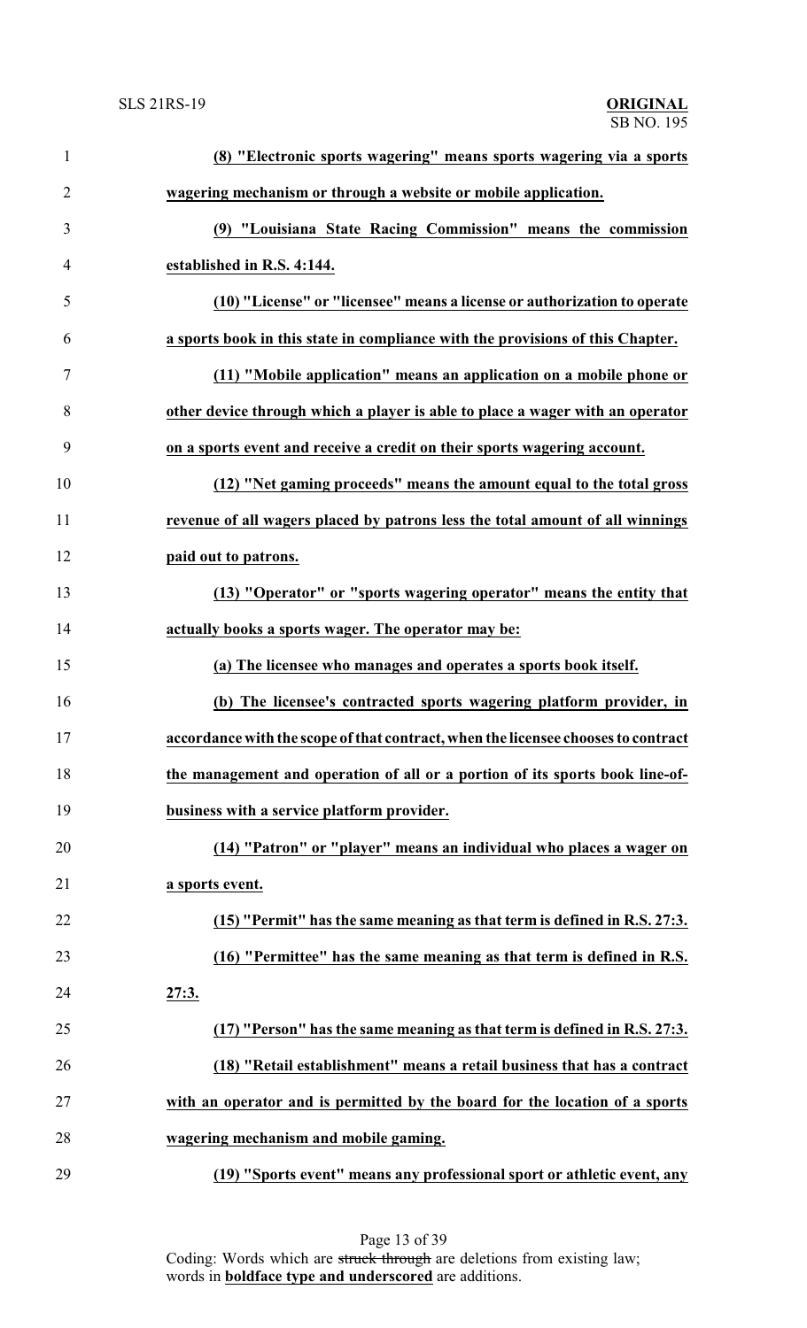**(8) "Electronic sports wagering" means sports wagering via a sports wagering mechanism or through a website or mobile application.**

**(9) "Louisiana State Racing Commission" means the commission established in R.S. 4:144.**

**(10) "License" or "licensee" means a license or authorization to operate a sports book in this state in compliance with the provisions of this Chapter.**

**(11) "Mobile application" means an application on a mobile phone or other device through which a player is able to place a wager with an operator on a sports event and receive a credit on their sports wagering account.**

**(12) "Net gaming proceeds" means the amount equal to the total gross revenue of all wagers placed by patrons less the total amount of all winnings paid out to patrons.**

**(13) "Operator" or "sports wagering operator" means the entity that actually books a sports wager. The operator may be:**

**(a) The licensee who manages and operates a sports book itself.**

**(b) The licensee's contracted sports wagering platform provider, in accordance with the scope of that contract, when the licensee chooses to contract the management and operation of all or a portion of its sports book line-of-business with a service platform provider.**

**(14) "Patron" or "player" means an individual who places a wager on a sports event.**

**(15) "Permit" has the same meaning as that term is defined in R.S. 27:3.**

**(16) "Permittee" has the same meaning as that term is defined in R.S. 27:3.**

**(17) "Person" has the same meaning as that term is defined in R.S. 27:3.**

**(18) "Retail establishment" means a retail business that has a contract with an operator and is permitted by the board for the location of a sports wagering mechanism and mobile gaming.**

**(19) "Sports event" means any professional sport or athletic event, any**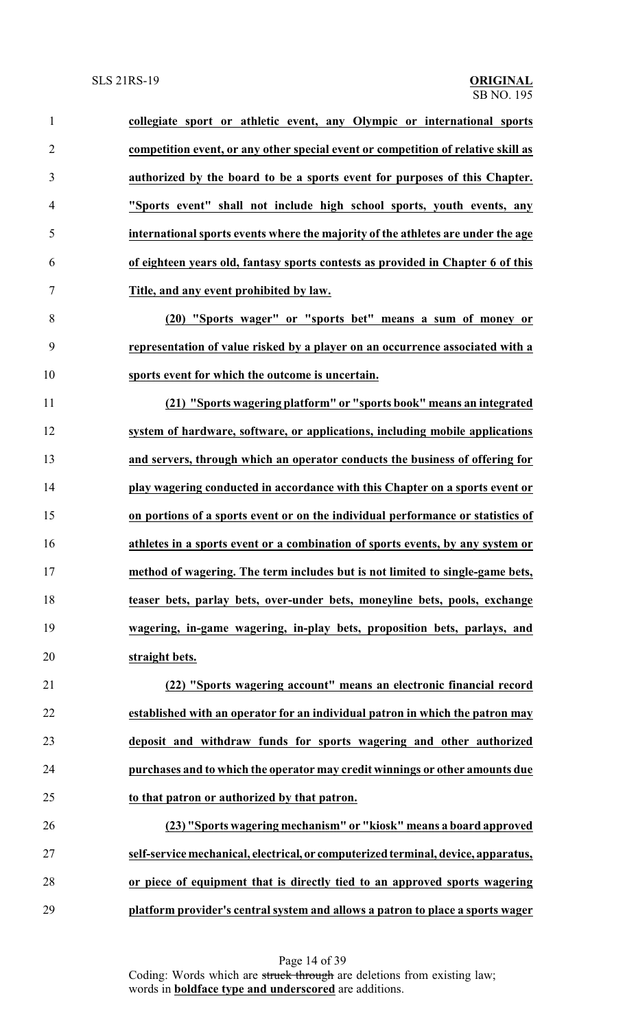**collegiate sport or athletic event, any Olympic or international sports competition event, or any other special event or competition of relative skill as authorized by the board to be a sports event for purposes of this Chapter. "Sports event" shall not include high school sports, youth events, any international sports events where the majority of the athletes are under the age of eighteen years old, fantasy sports contests as provided in Chapter 6 of this Title, and any event prohibited by law.**

**(20) "Sports wager" or "sports bet" means a sum of money or representation of value risked by a player on an occurrence associated with a sports event for which the outcome is uncertain.**

**(21) "Sports wagering platform" or "sports book" means an integrated system of hardware, software, or applications, including mobile applications and servers, through which an operator conducts the business of offering for play wagering conducted in accordance with this Chapter on a sports event or on portions of a sports event or on the individual performance or statistics of athletes in a sports event or a combination of sports events, by any system or method of wagering. The term includes but is not limited to single-game bets, teaser bets, parlay bets, over-under bets, moneyline bets, pools, exchange wagering, in-game wagering, in-play bets, proposition bets, parlays, and straight bets.**

**(22) "Sports wagering account" means an electronic financial record established with an operator for an individual patron in which the patron may deposit and withdraw funds for sports wagering and other authorized purchases and to which the operator may credit winnings or other amounts due to that patron or authorized by that patron.**

**(23) "Sports wagering mechanism" or "kiosk" means a board approved self-service mechanical, electrical, or computerized terminal, device, apparatus, or piece of equipment that is directly tied to an approved sports wagering platform provider's central system and allows a patron to place a sports wager**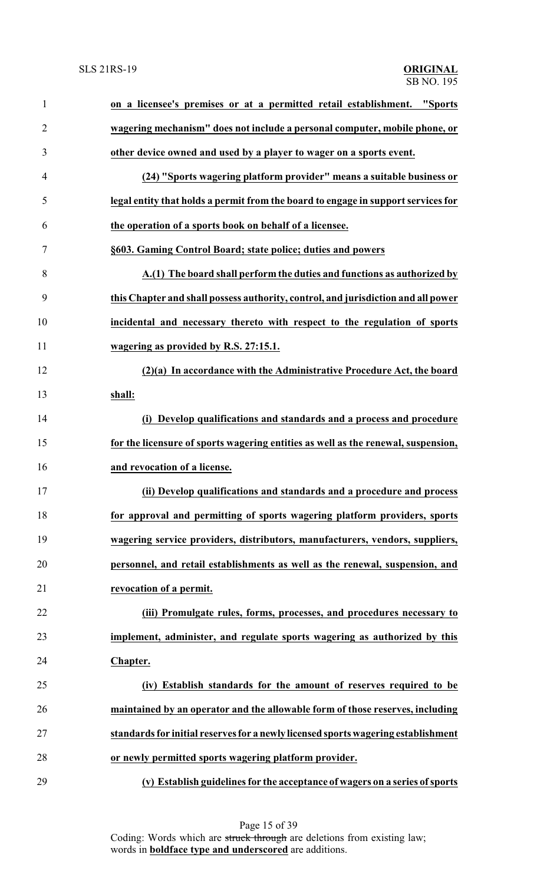**on a licensee's premises or at a permitted retail establishment. "Sports wagering mechanism" does not include a personal computer, mobile phone, or other device owned and used by a player to wager on a sports event.**

**(24) "Sports wagering platform provider" means a suitable business or legal entity that holds a permit from the board to engage in support services for the operation of a sports book on behalf of a licensee.**

**§603. Gaming Control Board; state police; duties and powers**

**A.(1) The board shall perform the duties and functions as authorized by this Chapter and shall possess authority, control, and jurisdiction and all power incidental and necessary thereto with respect to the regulation of sports wagering as provided by R.S. 27:15.1.**

**(2)(a) In accordance with the Administrative Procedure Act, the board shall:**

**(i) Develop qualifications and standards and a process and procedure for the licensure of sports wagering entities as well as the renewal, suspension, and revocation of a license.**

**(ii) Develop qualifications and standards and a procedure and process for approval and permitting of sports wagering platform providers, sports wagering service providers, distributors, manufacturers, vendors, suppliers, personnel, and retail establishments as well as the renewal, suspension, and revocation of a permit.**

**(iii) Promulgate rules, forms, processes, and procedures necessary to implement, administer, and regulate sports wagering as authorized by this Chapter.**

**(iv) Establish standards for the amount of reserves required to be maintained by an operator and the allowable form of those reserves, including standards for initial reserves for a newly licensed sports wagering establishment or newly permitted sports wagering platform provider.**

**(v) Establish guidelines for the acceptance of wagers on a series of sports**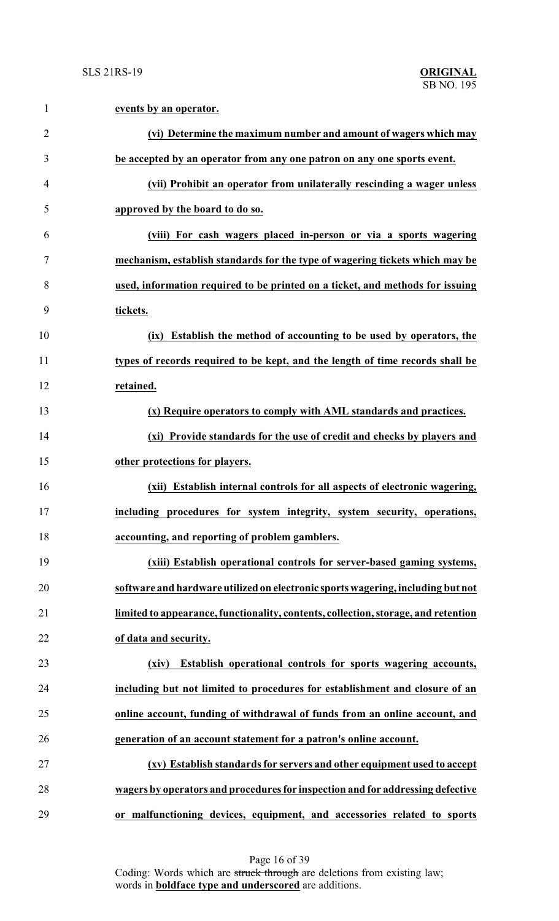**events by an operator.**

**(vi) Determine the maximum number and amount of wagers which may be accepted by an operator from any one patron on any one sports event.**

**(vii) Prohibit an operator from unilaterally rescinding a wager unless approved by the board to do so.**

**(viii) For cash wagers placed in-person or via a sports wagering mechanism, establish standards for the type of wagering tickets which may be used, information required to be printed on a ticket, and methods for issuing tickets.**

**(ix) Establish the method of accounting to be used by operators, the types of records required to be kept, and the length of time records shall be retained.**

**(x) Require operators to comply with AML standards and practices.**

**(xi) Provide standards for the use of credit and checks by players and other protections for players.**

**(xii) Establish internal controls for all aspects of electronic wagering, including procedures for system integrity, system security, operations, accounting, and reporting of problem gamblers.**

**(xiii) Establish operational controls for server-based gaming systems, software and hardware utilized on electronic sports wagering, including but not limited to appearance, functionality, contents, collection, storage, and retention of data and security.**

**(xiv) Establish operational controls for sports wagering accounts, including but not limited to procedures for establishment and closure of an online account, funding of withdrawal of funds from an online account, and generation of an account statement for a patron's online account.**

**(xv) Establish standards for servers and other equipment used to accept wagers by operators and procedures for inspection and for addressing defective or malfunctioning devices, equipment, and accessories related to sports**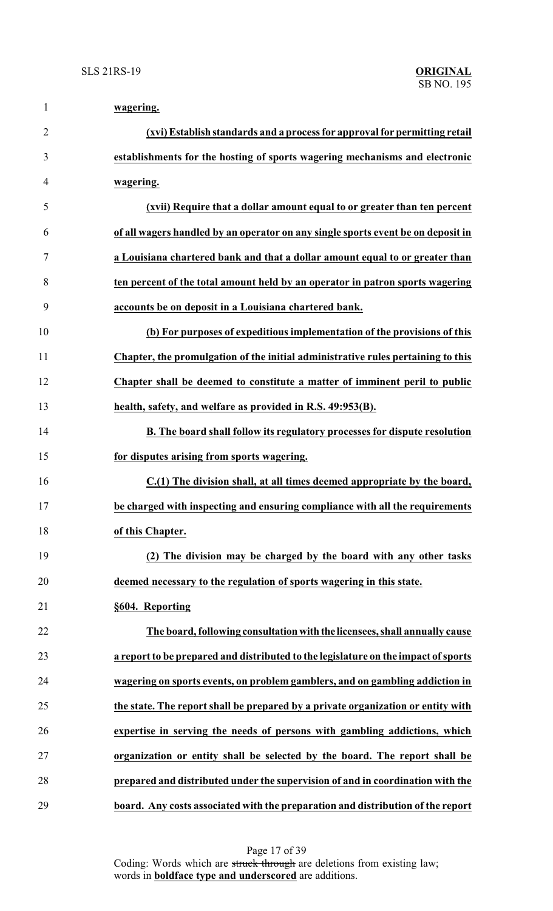**wagering.**

**(xvi) Establish standards and a process for approval for permitting retail establishments for the hosting of sports wagering mechanisms and electronic wagering.**

**(xvii) Require that a dollar amount equal to or greater than ten percent of all wagers handled by an operator on any single sports event be on deposit in a Louisiana chartered bank and that a dollar amount equal to or greater than ten percent of the total amount held by an operator in patron sports wagering accounts be on deposit in a Louisiana chartered bank.**

**(b) For purposes of expeditious implementation of the provisions of this Chapter, the promulgation of the initial administrative rules pertaining to this Chapter shall be deemed to constitute a matter of imminent peril to public health, safety, and welfare as provided in R.S. 49:953(B).**

**B. The board shall follow its regulatory processes for dispute resolution for disputes arising from sports wagering.**

**C.(1) The division shall, at all times deemed appropriate by the board, be charged with inspecting and ensuring compliance with all the requirements of this Chapter.**

**(2) The division may be charged by the board with any other tasks deemed necessary to the regulation of sports wagering in this state.**

**§604. Reporting**

**The board, following consultation with the licensees, shall annually cause a report to be prepared and distributed to the legislature on the impact of sports wagering on sports events, on problem gamblers, and on gambling addiction in the state. The report shall be prepared by a private organization or entity with expertise in serving the needs of persons with gambling addictions, which organization or entity shall be selected by the board. The report shall be prepared and distributed under the supervision of and in coordination with the board. Any costs associated with the preparation and distribution of the report**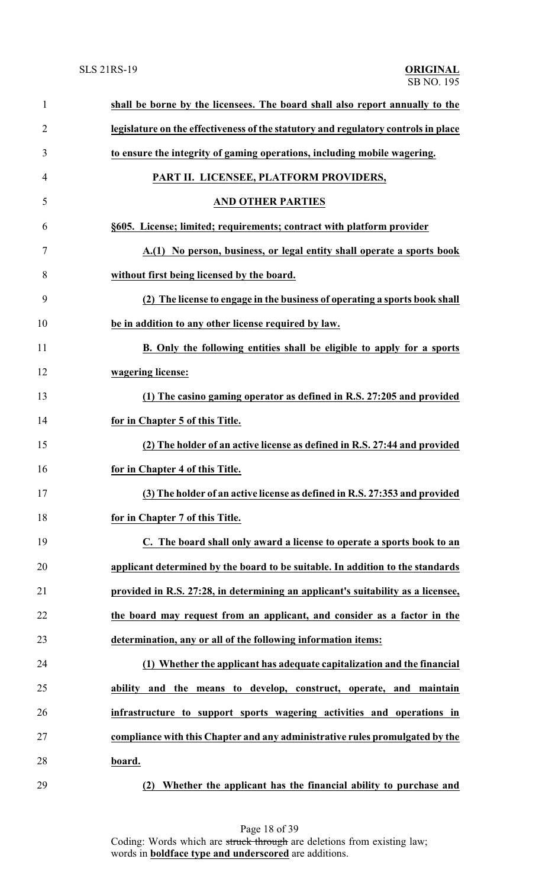**shall be borne by the licensees. The board shall also report annually to the legislature on the effectiveness of the statutory and regulatory controls in place to ensure the integrity of gaming operations, including mobile wagering.**

**PART II. LICENSEE, PLATFORM PROVIDERS,**

**AND OTHER PARTIES**

**§605. License; limited; requirements; contract with platform provider**

**A.(1) No person, business, or legal entity shall operate a sports book without first being licensed by the board.**

**(2) The license to engage in the business of operating a sports book shall be in addition to any other license required by law.**

**B. Only the following entities shall be eligible to apply for a sports wagering license:**

**(1) The casino gaming operator as defined in R.S. 27:205 and provided for in Chapter 5 of this Title.**

**(2) The holder of an active license as defined in R.S. 27:44 and provided for in Chapter 4 of this Title.**

**(3) The holder of an active license as defined in R.S. 27:353 and provided for in Chapter 7 of this Title.**

**C. The board shall only award a license to operate a sports book to an applicant determined by the board to be suitable. In addition to the standards provided in R.S. 27:28, in determining an applicant's suitability as a licensee, the board may request from an applicant, and consider as a factor in the determination, any or all of the following information items:**

**(1) Whether the applicant has adequate capitalization and the financial ability and the means to develop, construct, operate, and maintain infrastructure to support sports wagering activities and operations in compliance with this Chapter and any administrative rules promulgated by the board.**

**(2) Whether the applicant has the financial ability to purchase and**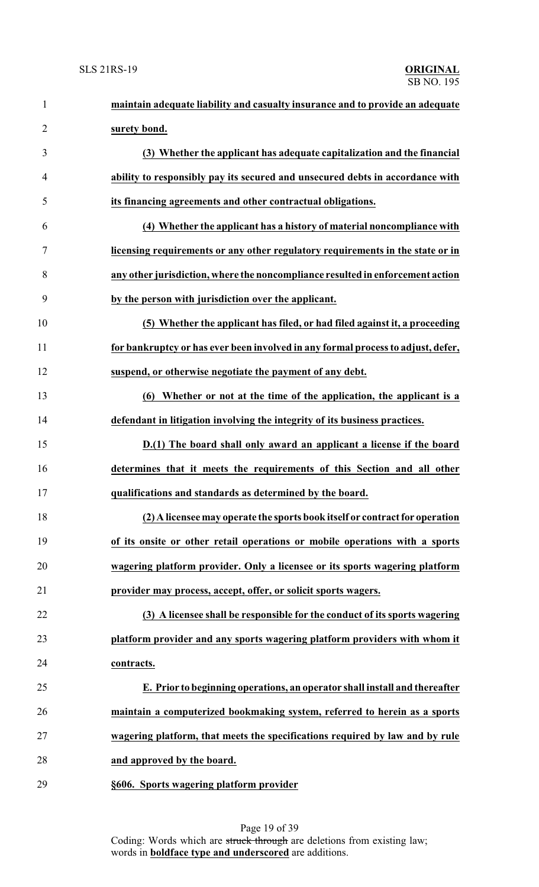**maintain adequate liability and casualty insurance and to provide an adequate surety bond.**

**(3) Whether the applicant has adequate capitalization and the financial ability to responsibly pay its secured and unsecured debts in accordance with its financing agreements and other contractual obligations.**

**(4) Whether the applicant has a history of material noncompliance with licensing requirements or any other regulatory requirements in the state or in any other jurisdiction, where the noncompliance resulted in enforcement action by the person with jurisdiction over the applicant.**

**(5) Whether the applicant has filed, or had filed against it, a proceeding for bankruptcy or has ever been involved in any formal process to adjust, defer, suspend, or otherwise negotiate the payment of any debt.**

**(6) Whether or not at the time of the application, the applicant is a defendant in litigation involving the integrity of its business practices.**

**D.(1) The board shall only award an applicant a license if the board determines that it meets the requirements of this Section and all other qualifications and standards as determined by the board.**

**(2) A licensee may operate the sports book itself or contract for operation of its onsite or other retail operations or mobile operations with a sports wagering platform provider. Only a licensee or its sports wagering platform provider may process, accept, offer, or solicit sports wagers.**

**(3) A licensee shall be responsible for the conduct of its sports wagering platform provider and any sports wagering platform providers with whom it contracts.**

**E. Prior to beginning operations, an operator shall install and thereafter maintain a computerized bookmaking system, referred to herein as a sports wagering platform, that meets the specifications required by law and by rule and approved by the board.**

**§606. Sports wagering platform provider**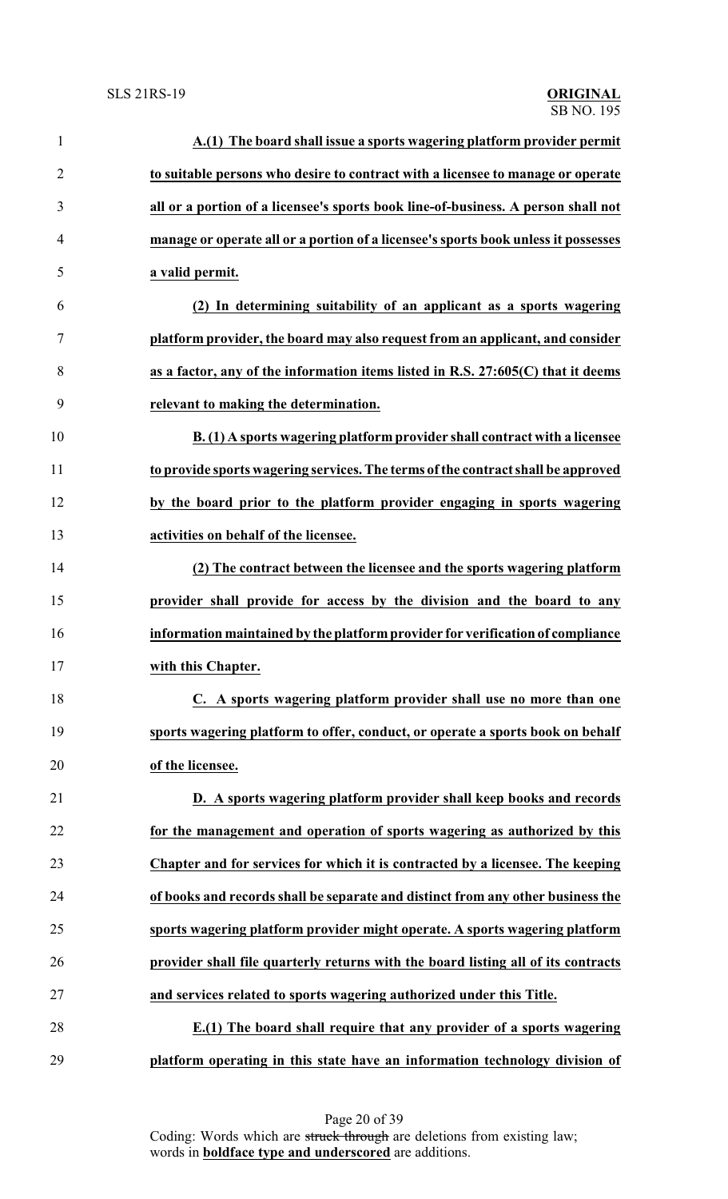**A.(1) The board shall issue a sports wagering platform provider permit to suitable persons who desire to contract with a licensee to manage or operate all or a portion of a licensee's sports book line-of-business. A person shall not manage or operate all or a portion of a licensee's sports book unless it possesses a valid permit.**

**(2) In determining suitability of an applicant as a sports wagering platform provider, the board may also request from an applicant, and consider as a factor, any of the information items listed in R.S. 27:605(C) that it deems relevant to making the determination.**

**B. (1) A sports wagering platform provider shall contract with a licensee to provide sports wagering services. The terms of the contract shall be approved by the board prior to the platform provider engaging in sports wagering activities on behalf of the licensee.**

**(2) The contract between the licensee and the sports wagering platform provider shall provide for access by the division and the board to any information maintained by the platform provider for verification of compliance with this Chapter.**

**C. A sports wagering platform provider shall use no more than one sports wagering platform to offer, conduct, or operate a sports book on behalf of the licensee.**

**D. A sports wagering platform provider shall keep books and records for the management and operation of sports wagering as authorized by this Chapter and for services for which it is contracted by a licensee. The keeping of books and records shall be separate and distinct from any other business the sports wagering platform provider might operate. A sports wagering platform provider shall file quarterly returns with the board listing all of its contracts and services related to sports wagering authorized under this Title.**

**E.(1) The board shall require that any provider of a sports wagering platform operating in this state have an information technology division of**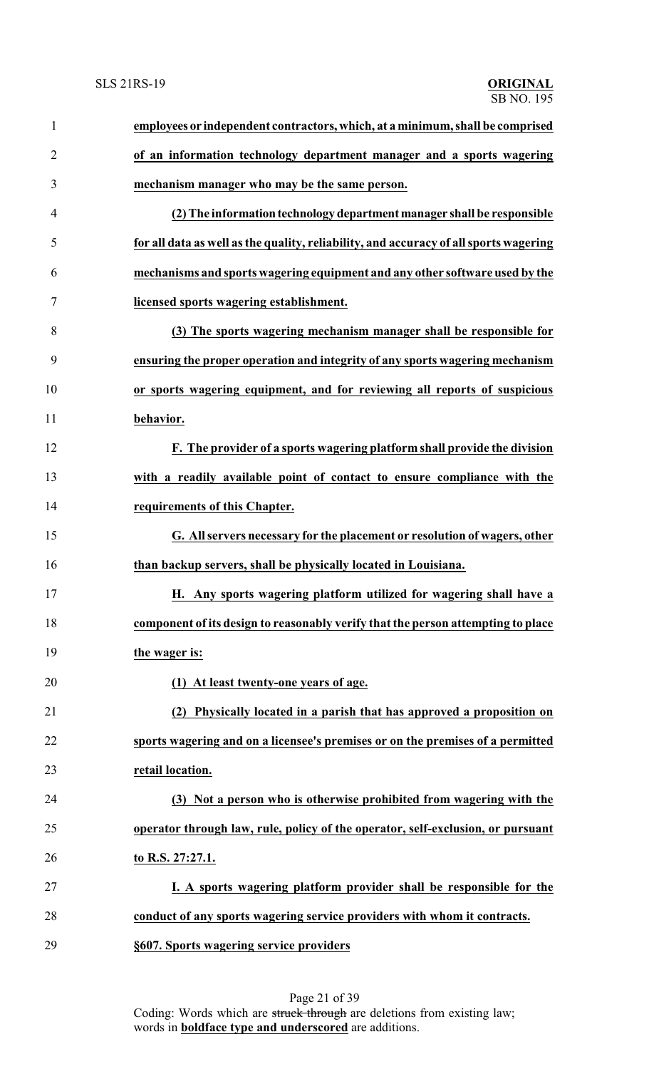**employees or independent contractors, which, at a minimum, shall be comprised of an information technology department manager and a sports wagering mechanism manager who may be the same person.**

**(2) The information technology department manager shall be responsible for all data as well as the quality, reliability, and accuracy of all sports wagering mechanisms and sports wagering equipment and any other software used by the licensed sports wagering establishment.**

**(3) The sports wagering mechanism manager shall be responsible for ensuring the proper operation and integrity of any sports wagering mechanism or sports wagering equipment, and for reviewing all reports of suspicious behavior.**

**F. The provider of a sports wagering platform shall provide the division with a readily available point of contact to ensure compliance with the requirements of this Chapter.**

**G. All servers necessary for the placement or resolution of wagers, other than backup servers, shall be physically located in Louisiana.**

**H. Any sports wagering platform utilized for wagering shall have a component of its design to reasonably verify that the person attempting to place the wager is:**

**(1) At least twenty-one years of age.**

**(2) Physically located in a parish that has approved a proposition on sports wagering and on a licensee's premises or on the premises of a permitted retail location.**

**(3) Not a person who is otherwise prohibited from wagering with the operator through law, rule, policy of the operator, self-exclusion, or pursuant to R.S. 27:27.1.**

**I. A sports wagering platform provider shall be responsible for the conduct of any sports wagering service providers with whom it contracts.**

**§607. Sports wagering service providers**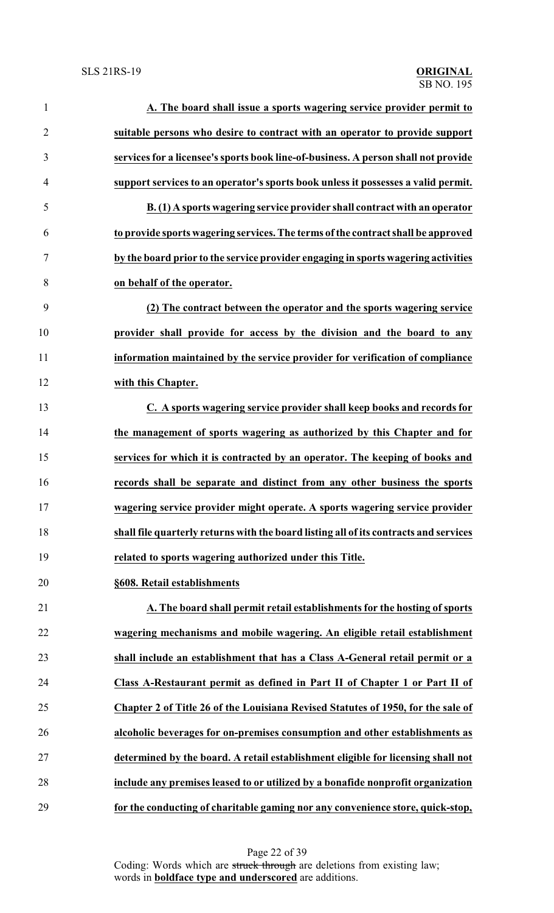**A. The board shall issue a sports wagering service provider permit to suitable persons who desire to contract with an operator to provide support services for a licensee's sports book line-of-business. A person shall not provide support services to an operator's sports book unless it possesses a valid permit.**

**B. (1) A sports wagering service provider shall contract with an operator to provide sports wagering services. The terms of the contract shall be approved by the board prior to the service provider engaging in sports wagering activities on behalf of the operator.**

**(2) The contract between the operator and the sports wagering service provider shall provide for access by the division and the board to any information maintained by the service provider for verification of compliance with this Chapter.**

**C. A sports wagering service provider shall keep books and records for the management of sports wagering as authorized by this Chapter and for services for which it is contracted by an operator. The keeping of books and records shall be separate and distinct from any other business the sports wagering service provider might operate. A sports wagering service provider shall file quarterly returns with the board listing all of its contracts and services related to sports wagering authorized under this Title.**

**§608. Retail establishments**

**A. The board shall permit retail establishments for the hosting of sports wagering mechanisms and mobile wagering. An eligible retail establishment shall include an establishment that has a Class A-General retail permit or a Class A-Restaurant permit as defined in Part II of Chapter 1 or Part II of Chapter 2 of Title 26 of the Louisiana Revised Statutes of 1950, for the sale of alcoholic beverages for on-premises consumption and other establishments as determined by the board. A retail establishment eligible for licensing shall not include any premises leased to or utilized by a bonafide nonprofit organization for the conducting of charitable gaming nor any convenience store, quick-stop,**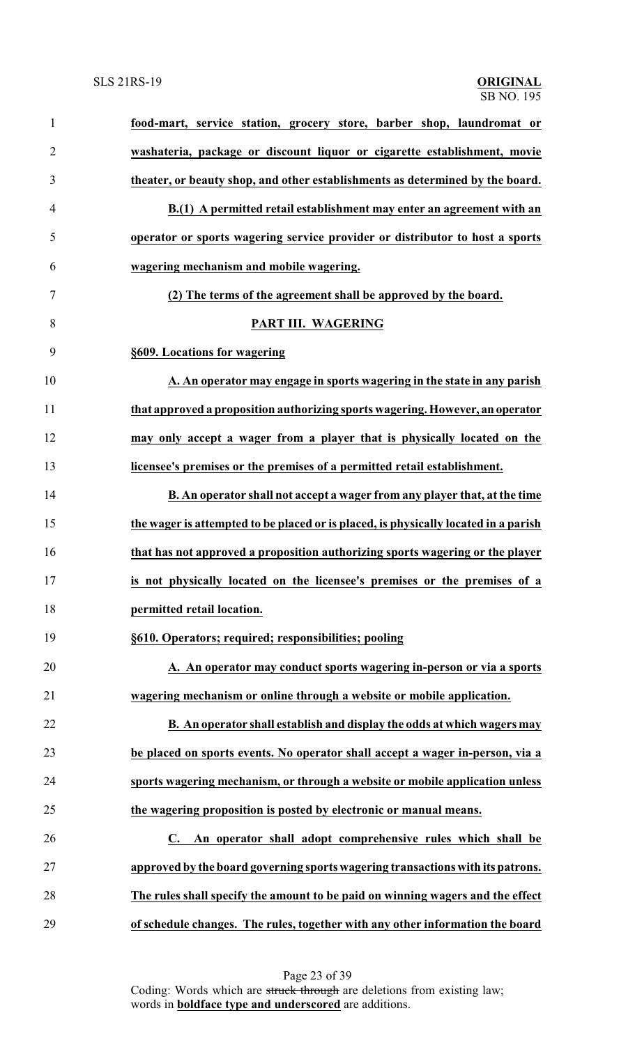**food-mart, service station, grocery store, barber shop, laundromat or washateria, package or discount liquor or cigarette establishment, movie theater, or beauty shop, and other establishments as determined by the board.**

**B.(1) A permitted retail establishment may enter an agreement with an operator or sports wagering service provider or distributor to host a sports wagering mechanism and mobile wagering.**

**(2) The terms of the agreement shall be approved by the board.**

**PART III. WAGERING**

**§609. Locations for wagering**

**A. An operator may engage in sports wagering in the state in any parish that approved a proposition authorizing sports wagering. However, an operator may only accept a wager from a player that is physically located on the licensee's premises or the premises of a permitted retail establishment.**

**B. An operator shall not accept a wager from any player that, at the time the wager is attempted to be placed or is placed, is physically located in a parish that has not approved a proposition authorizing sports wagering or the player is not physically located on the licensee's premises or the premises of a permitted retail location.**

**§610. Operators; required; responsibilities; pooling**

**A. An operator may conduct sports wagering in-person or via a sports wagering mechanism or online through a website or mobile application.**

**B. An operator shall establish and display the odds at which wagers may be placed on sports events. No operator shall accept a wager in-person, via a sports wagering mechanism, or through a website or mobile application unless the wagering proposition is posted by electronic or manual means.**

**C. An operator shall adopt comprehensive rules which shall be approved by the board governing sports wagering transactions with its patrons. The rules shall specify the amount to be paid on winning wagers and the effect of schedule changes. The rules, together with any other information the board**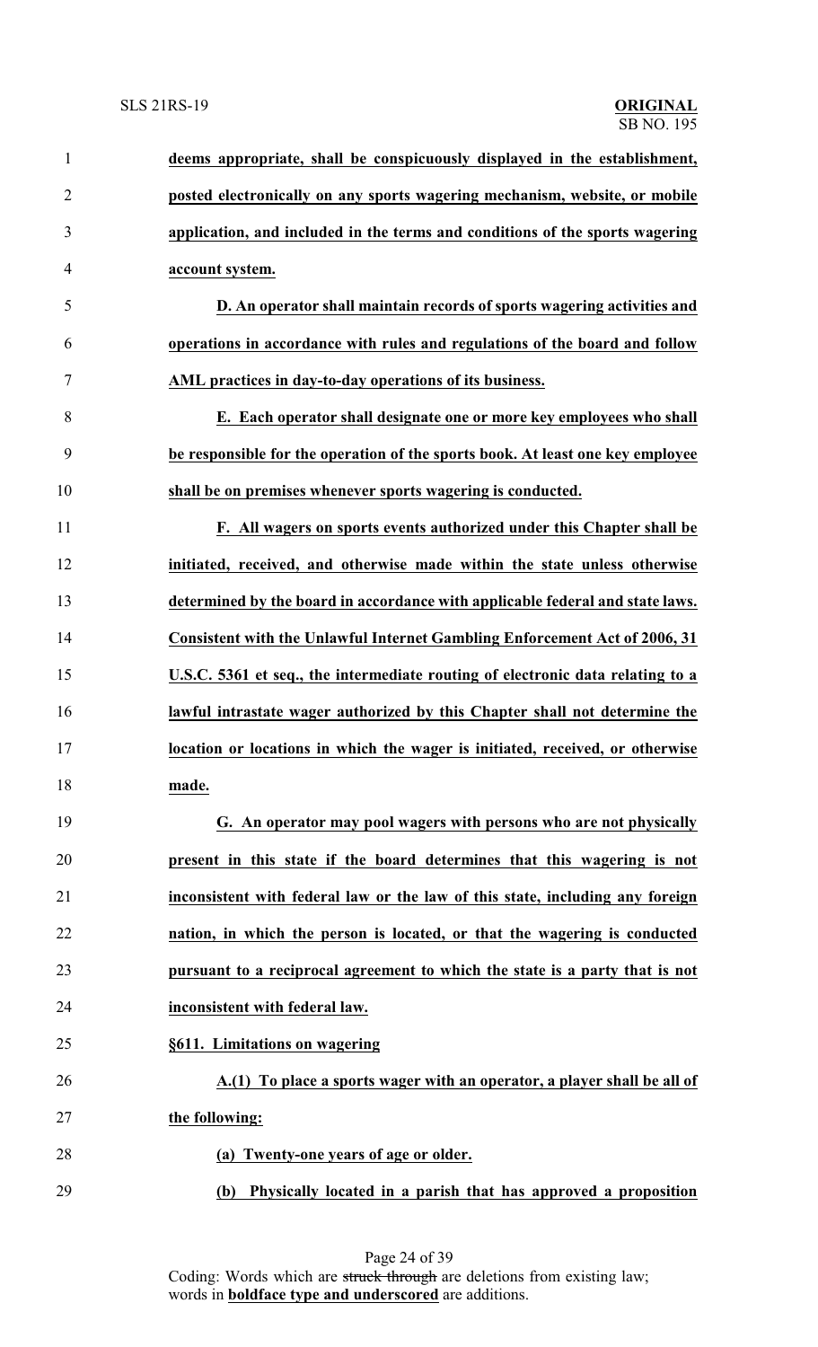**deems appropriate, shall be conspicuously displayed in the establishment, posted electronically on any sports wagering mechanism, website, or mobile application, and included in the terms and conditions of the sports wagering account system.**

**D. An operator shall maintain records of sports wagering activities and operations in accordance with rules and regulations of the board and follow AML practices in day-to-day operations of its business.**

**E. Each operator shall designate one or more key employees who shall be responsible for the operation of the sports book. At least one key employee shall be on premises whenever sports wagering is conducted.**

**F. All wagers on sports events authorized under this Chapter shall be initiated, received, and otherwise made within the state unless otherwise determined by the board in accordance with applicable federal and state laws. Consistent with the Unlawful Internet Gambling Enforcement Act of 2006, 31 U.S.C. 5361 et seq., the intermediate routing of electronic data relating to a lawful intrastate wager authorized by this Chapter shall not determine the location or locations in which the wager is initiated, received, or otherwise made.**

**G. An operator may pool wagers with persons who are not physically present in this state if the board determines that this wagering is not inconsistent with federal law or the law of this state, including any foreign nation, in which the person is located, or that the wagering is conducted pursuant to a reciprocal agreement to which the state is a party that is not inconsistent with federal law.**

**§611. Limitations on wagering**

**A.(1) To place a sports wager with an operator, a player shall be all of the following:**

**(a) Twenty-one years of age or older.**

**(b) Physically located in a parish that has approved a proposition**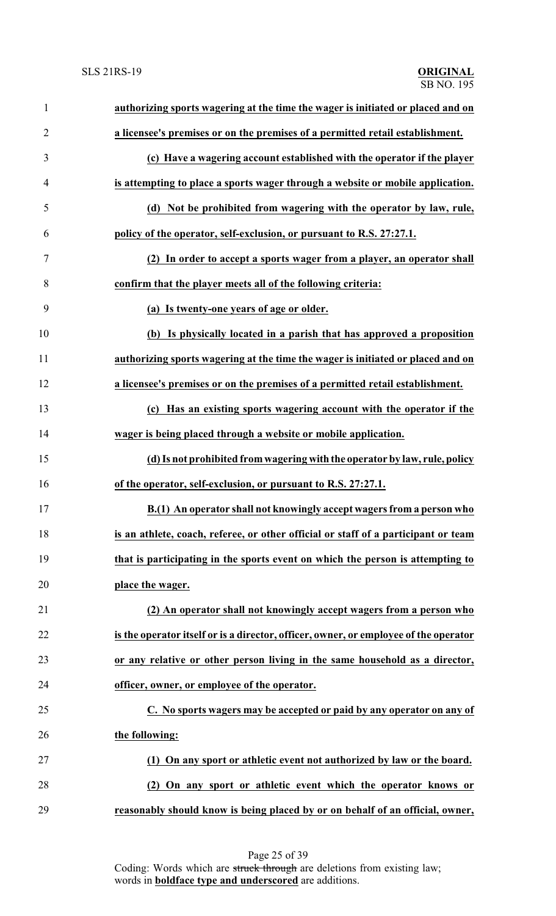**authorizing sports wagering at the time the wager is initiated or placed and on a licensee's premises or on the premises of a permitted retail establishment.**

**(c) Have a wagering account established with the operator if the player is attempting to place a sports wager through a website or mobile application.**

**(d) Not be prohibited from wagering with the operator by law, rule, policy of the operator, self-exclusion, or pursuant to R.S. 27:27.1.**

**(2) In order to accept a sports wager from a player, an operator shall confirm that the player meets all of the following criteria:**

**(a) Is twenty-one years of age or older.**

**(b) Is physically located in a parish that has approved a proposition authorizing sports wagering at the time the wager is initiated or placed and on a licensee's premises or on the premises of a permitted retail establishment.**

**(c) Has an existing sports wagering account with the operator if the wager is being placed through a website or mobile application.**

**(d) Is not prohibited from wagering with the operator by law, rule, policy of the operator, self-exclusion, or pursuant to R.S. 27:27.1.**

**B.(1) An operator shall not knowingly accept wagers from a person who is an athlete, coach, referee, or other official or staff of a participant or team that is participating in the sports event on which the person is attempting to place the wager.**

**(2) An operator shall not knowingly accept wagers from a person who is the operator itself or is a director, officer, owner, or employee of the operator or any relative or other person living in the same household as a director, officer, owner, or employee of the operator.**

**C. No sports wagers may be accepted or paid by any operator on any of the following:**

**(1) On any sport or athletic event not authorized by law or the board.**

**(2) On any sport or athletic event which the operator knows or reasonably should know is being placed by or on behalf of an official, owner,**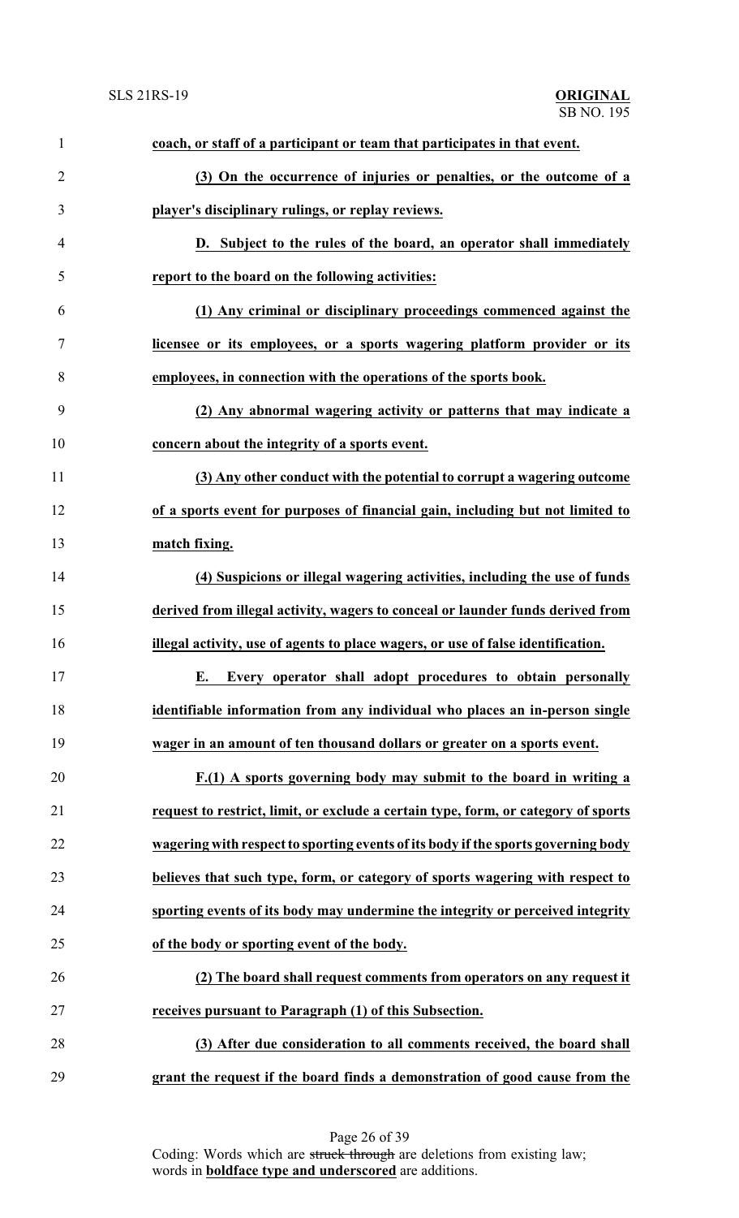**coach, or staff of a participant or team that participates in that event.**

**(3) On the occurrence of injuries or penalties, or the outcome of a player's disciplinary rulings, or replay reviews.**

**D. Subject to the rules of the board, an operator shall immediately report to the board on the following activities:**

**(1) Any criminal or disciplinary proceedings commenced against the licensee or its employees, or a sports wagering platform provider or its employees, in connection with the operations of the sports book.**

**(2) Any abnormal wagering activity or patterns that may indicate a concern about the integrity of a sports event.**

**(3) Any other conduct with the potential to corrupt a wagering outcome of a sports event for purposes of financial gain, including but not limited to match fixing.**

**(4) Suspicions or illegal wagering activities, including the use of funds derived from illegal activity, wagers to conceal or launder funds derived from illegal activity, use of agents to place wagers, or use of false identification.**

**E. Every operator shall adopt procedures to obtain personally identifiable information from any individual who places an in-person single wager in an amount of ten thousand dollars or greater on a sports event.**

**F.(1) A sports governing body may submit to the board in writing a request to restrict, limit, or exclude a certain type, form, or category of sports wagering with respect to sporting events of its body if the sports governing body believes that such type, form, or category of sports wagering with respect to sporting events of its body may undermine the integrity or perceived integrity of the body or sporting event of the body.**

**(2) The board shall request comments from operators on any request it receives pursuant to Paragraph (1) of this Subsection.**

**(3) After due consideration to all comments received, the board shall grant the request if the board finds a demonstration of good cause from the**

Coding: Words which are ~~struck through~~ are deletions from existing law; words in **boldface type and underscored** are additions.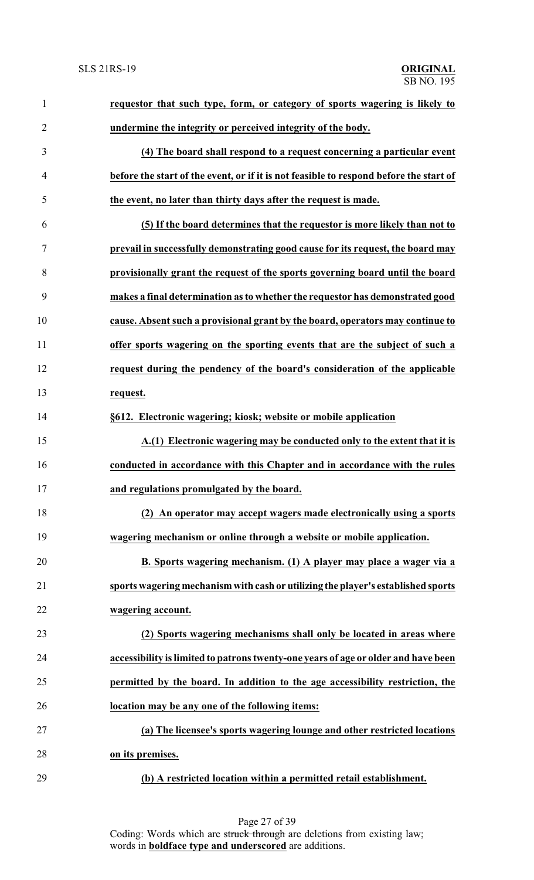**requestor that such type, form, or category of sports wagering is likely to undermine the integrity or perceived integrity of the body.**

**(4) The board shall respond to a request concerning a particular event before the start of the event, or if it is not feasible to respond before the start of the event, no later than thirty days after the request is made.**

**(5) If the board determines that the requestor is more likely than not to prevail in successfully demonstrating good cause for its request, the board may provisionally grant the request of the sports governing board until the board makes a final determination as to whether the requestor has demonstrated good cause. Absent such a provisional grant by the board, operators may continue to offer sports wagering on the sporting events that are the subject of such a request during the pendency of the board's consideration of the applicable request.**

**§612. Electronic wagering; kiosk; website or mobile application**

**A.(1) Electronic wagering may be conducted only to the extent that it is conducted in accordance with this Chapter and in accordance with the rules and regulations promulgated by the board.**

**(2) An operator may accept wagers made electronically using a sports wagering mechanism or online through a website or mobile application.**

**B. Sports wagering mechanism. (1) A player may place a wager via a sports wagering mechanism with cash or utilizing the player's established sports wagering account.**

**(2) Sports wagering mechanisms shall only be located in areas where accessibility is limited to patrons twenty-one years of age or older and have been permitted by the board. In addition to the age accessibility restriction, the location may be any one of the following items:**

**(a) The licensee's sports wagering lounge and other restricted locations on its premises.**

**(b) A restricted location within a permitted retail establishment.**

Coding: Words which are ~~struck through~~ are deletions from existing law; words in **boldface type and underscored** are additions.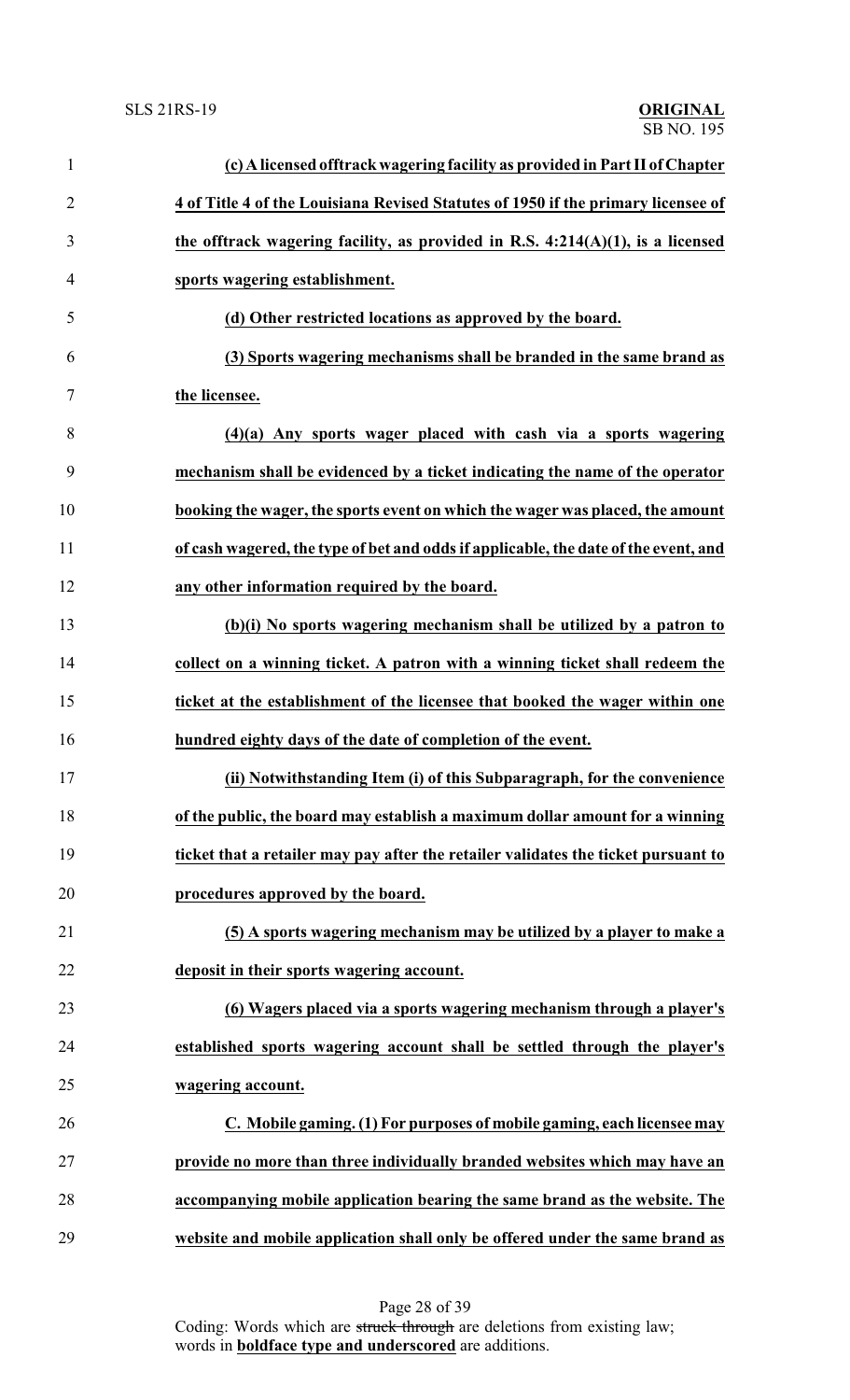**(c) A licensed offtrack wagering facility as provided in Part II of Chapter 4 of Title 4 of the Louisiana Revised Statutes of 1950 if the primary licensee of the offtrack wagering facility, as provided in R.S. 4:214(A)(1), is a licensed sports wagering establishment.**

**(d) Other restricted locations as approved by the board.**

**(3) Sports wagering mechanisms shall be branded in the same brand as the licensee.**

**(4)(a) Any sports wager placed with cash via a sports wagering mechanism shall be evidenced by a ticket indicating the name of the operator booking the wager, the sports event on which the wager was placed, the amount of cash wagered, the type of bet and odds if applicable, the date of the event, and any other information required by the board.**

**(b)(i) No sports wagering mechanism shall be utilized by a patron to collect on a winning ticket. A patron with a winning ticket shall redeem the ticket at the establishment of the licensee that booked the wager within one hundred eighty days of the date of completion of the event.**

**(ii) Notwithstanding Item (i) of this Subparagraph, for the convenience of the public, the board may establish a maximum dollar amount for a winning ticket that a retailer may pay after the retailer validates the ticket pursuant to procedures approved by the board.**

**(5) A sports wagering mechanism may be utilized by a player to make a deposit in their sports wagering account.**

**(6) Wagers placed via a sports wagering mechanism through a player's established sports wagering account shall be settled through the player's wagering account.**

**C. Mobile gaming. (1) For purposes of mobile gaming, each licensee may provide no more than three individually branded websites which may have an accompanying mobile application bearing the same brand as the website. The website and mobile application shall only be offered under the same brand as**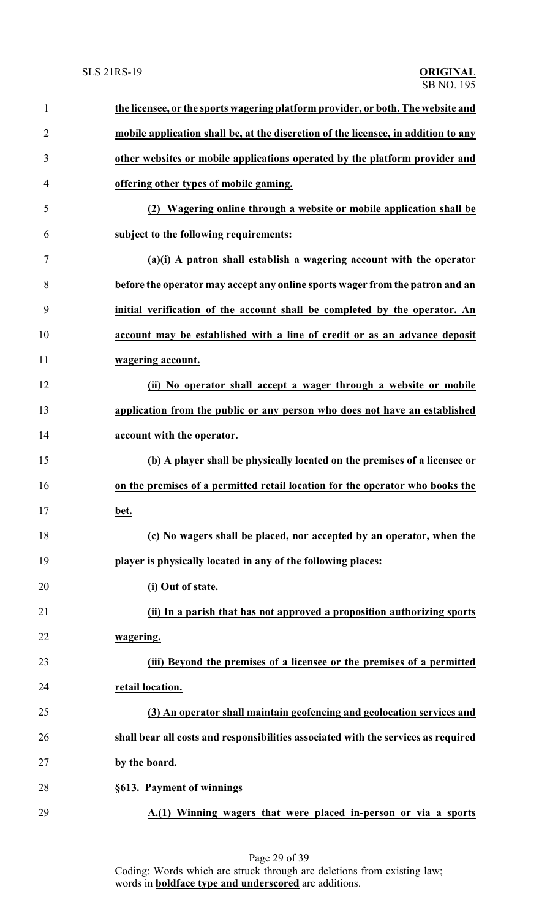**the licensee, or the sports wagering platform provider, or both. The website and mobile application shall be, at the discretion of the licensee, in addition to any other websites or mobile applications operated by the platform provider and offering other types of mobile gaming.**

**(2) Wagering online through a website or mobile application shall be subject to the following requirements:**

**(a)(i) A patron shall establish a wagering account with the operator before the operator may accept any online sports wager from the patron and an initial verification of the account shall be completed by the operator. An account may be established with a line of credit or as an advance deposit wagering account.**

**(ii) No operator shall accept a wager through a website or mobile application from the public or any person who does not have an established account with the operator.**

**(b) A player shall be physically located on the premises of a licensee or on the premises of a permitted retail location for the operator who books the bet.**

**(c) No wagers shall be placed, nor accepted by an operator, when the player is physically located in any of the following places:**

**(i) Out of state.**

**(ii) In a parish that has not approved a proposition authorizing sports wagering.**

**(iii) Beyond the premises of a licensee or the premises of a permitted retail location.**

**(3) An operator shall maintain geofencing and geolocation services and shall bear all costs and responsibilities associated with the services as required by the board.**

**§613. Payment of winnings**

**A.(1) Winning wagers that were placed in-person or via a sports**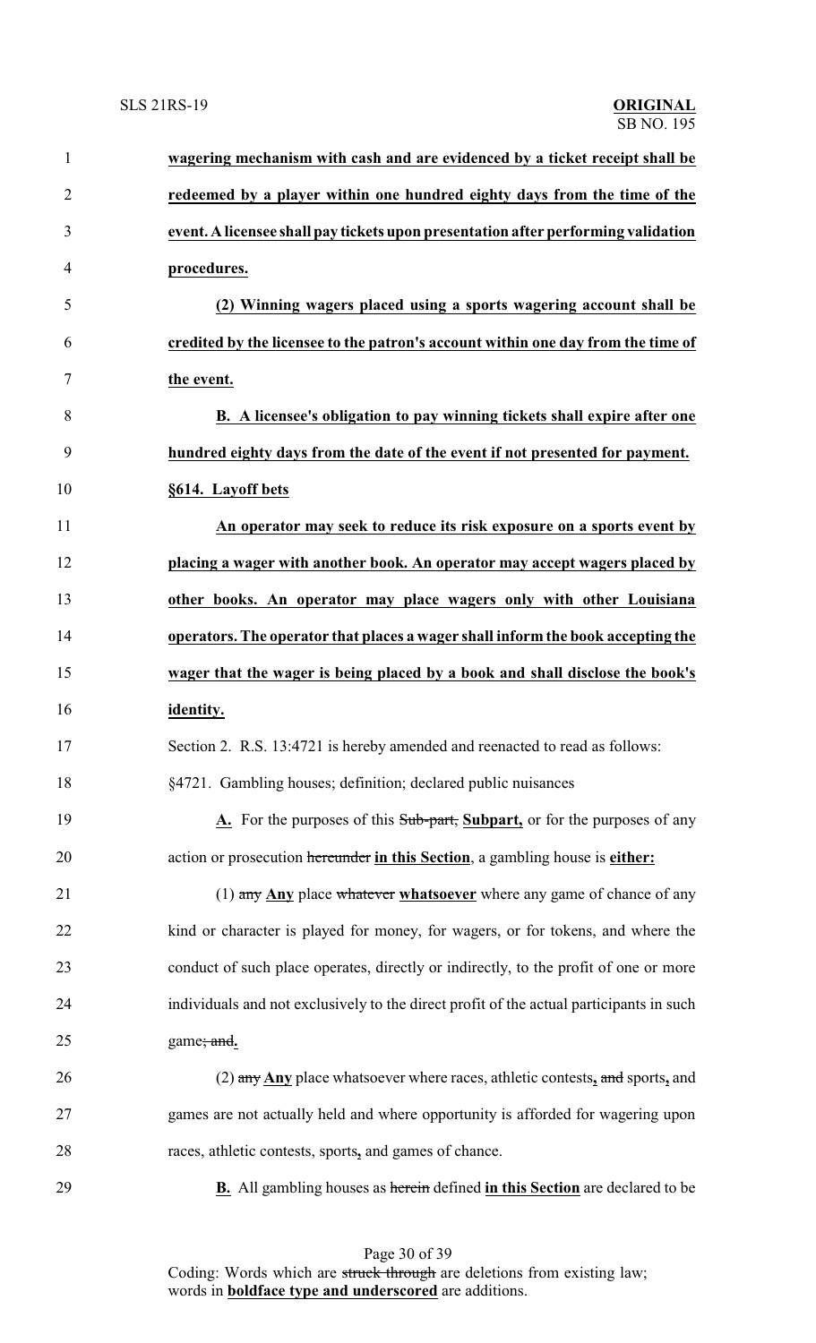**wagering mechanism with cash and are evidenced by a ticket receipt shall be redeemed by a player within one hundred eighty days from the time of the event. A licensee shall pay tickets upon presentation after performing validation procedures.**

**(2) Winning wagers placed using a sports wagering account shall be credited by the licensee to the patron's account within one day from the time of the event.**

**B. A licensee's obligation to pay winning tickets shall expire after one hundred eighty days from the date of the event if not presented for payment.**

**§614. Layoff bets**

**An operator may seek to reduce its risk exposure on a sports event by placing a wager with another book. An operator may accept wagers placed by other books. An operator may place wagers only with other Louisiana operators. The operator that places a wager shall inform the book accepting the wager that the wager is being placed by a book and shall disclose the book's identity.**

Section 2. R.S. 13:4721 is hereby amended and reenacted to read as follows:

§4721. Gambling houses; definition; declared public nuisances

**A.** For the purposes of this ~~Sub-part,~~ **Subpart,** or for the purposes of any action or prosecution ~~hereunder~~ **in this Section**, a gambling house is **either:**

(1) ~~any~~ **Any** place ~~whatever~~ **whatsoever** where any game of chance of any kind or character is played for money, for wagers, or for tokens, and where the conduct of such place operates, directly or indirectly, to the profit of one or more individuals and not exclusively to the direct profit of the actual participants in such game~~; and~~**.**

(2) ~~any~~ **Any** place whatsoever where races, athletic contests**,** ~~and~~ sports**,** and games are not actually held and where opportunity is afforded for wagering upon races, athletic contests, sports**,** and games of chance.

**B.** All gambling houses as ~~herein~~ defined **in this Section** are declared to be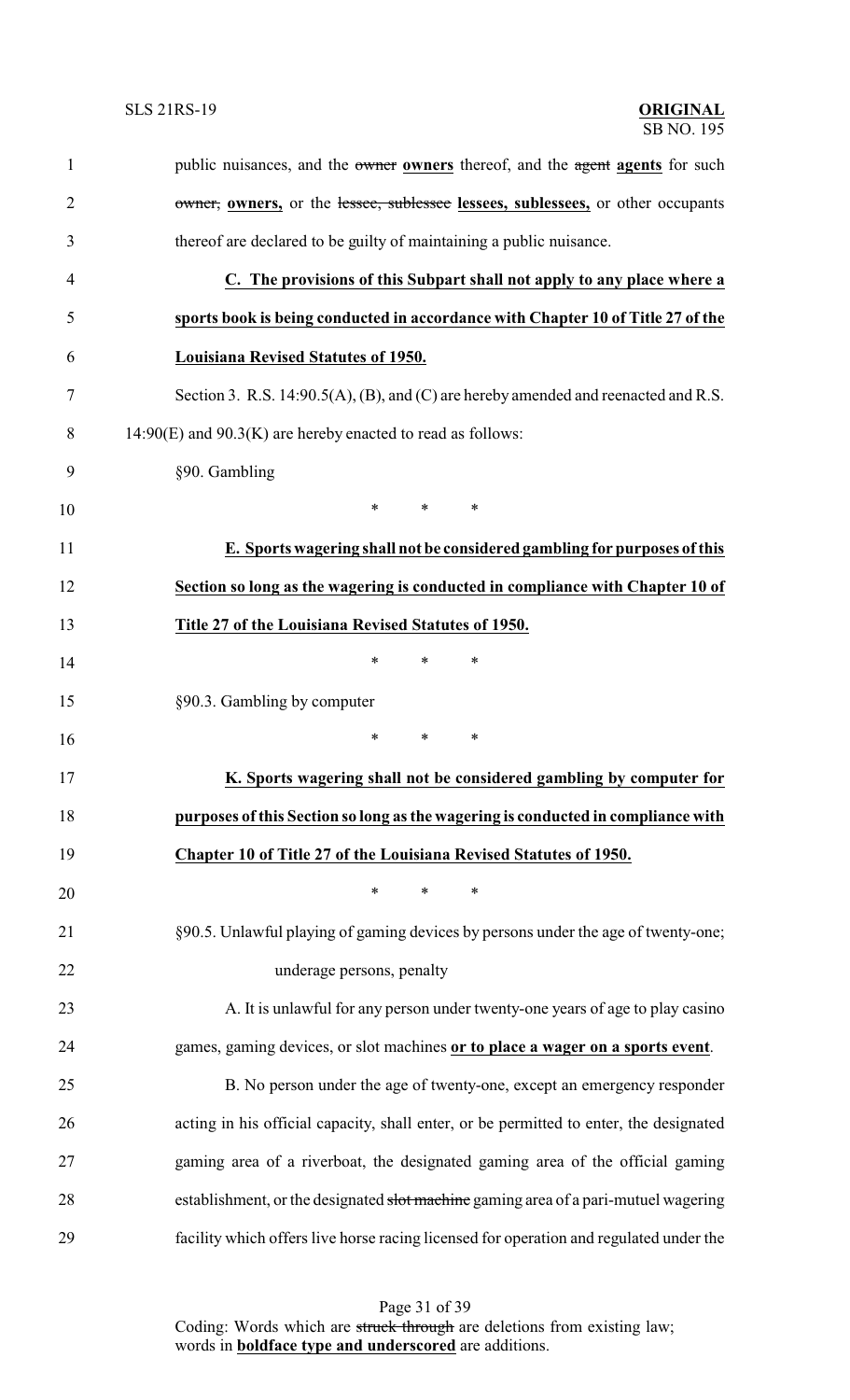public nuisances, and the ~~owner~~ **owners** thereof, and the ~~agent~~ **agents** for such ~~owner,~~ **owners,** or the ~~lessee, sublessee~~ **lessees, sublessees,** or other occupants thereof are declared to be guilty of maintaining a public nuisance.

**C. The provisions of this Subpart shall not apply to any place where a sports book is being conducted in accordance with Chapter 10 of Title 27 of the Louisiana Revised Statutes of 1950.**

Section 3. R.S. 14:90.5(A), (B), and (C) are hereby amended and reenacted and R.S. 14:90(E) and 90.3(K) are hereby enacted to read as follows:

§90. Gambling

\* \* \*

**E. Sports wagering shall not be considered gambling for purposes of this Section so long as the wagering is conducted in compliance with Chapter 10 of Title 27 of the Louisiana Revised Statutes of 1950.**

\* \* \*

§90.3. Gambling by computer

\* \* \*

**K. Sports wagering shall not be considered gambling by computer for purposes of this Section so long as the wagering is conducted in compliance with Chapter 10 of Title 27 of the Louisiana Revised Statutes of 1950.**

\* \* \*

§90.5. Unlawful playing of gaming devices by persons under the age of twenty-one; underage persons, penalty

A. It is unlawful for any person under twenty-one years of age to play casino games, gaming devices, or slot machines **or to place a wager on a sports event**.

B. No person under the age of twenty-one, except an emergency responder acting in his official capacity, shall enter, or be permitted to enter, the designated gaming area of a riverboat, the designated gaming area of the official gaming establishment, or the designated ~~slot machine~~ gaming area of a pari-mutuel wagering facility which offers live horse racing licensed for operation and regulated under the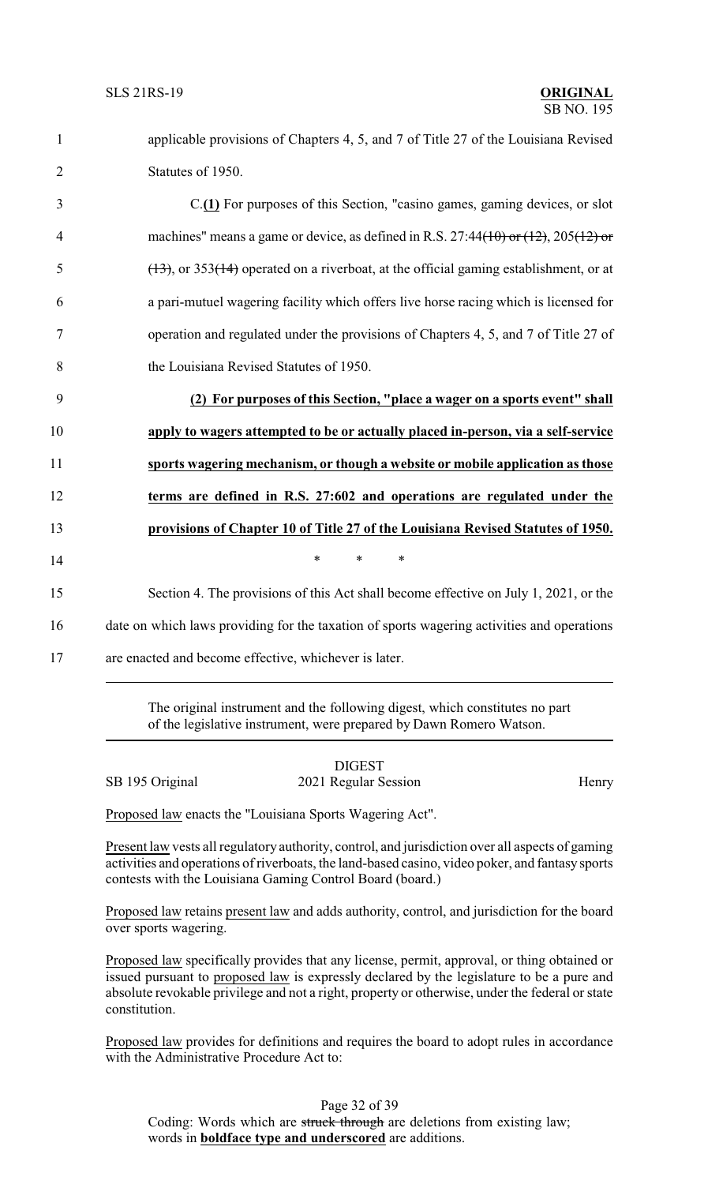applicable provisions of Chapters 4, 5, and 7 of Title 27 of the Louisiana Revised Statutes of 1950.

C.**(1)** For purposes of this Section, "casino games, gaming devices, or slot machines" means a game or device, as defined in R.S. 27:44~~(10) or (12)~~, 205~~(12) or (13)~~, or 353~~(14)~~ operated on a riverboat, at the official gaming establishment, or at a pari-mutuel wagering facility which offers live horse racing which is licensed for operation and regulated under the provisions of Chapters 4, 5, and 7 of Title 27 of the Louisiana Revised Statutes of 1950.

**(2) For purposes of this Section, "place a wager on a sports event" shall apply to wagers attempted to be or actually placed in-person, via a self-service sports wagering mechanism, or though a website or mobile application as those terms are defined in R.S. 27:602 and operations are regulated under the provisions of Chapter 10 of Title 27 of the Louisiana Revised Statutes of 1950.**

\* \* \*

Section 4. The provisions of this Act shall become effective on July 1, 2021, or the date on which laws providing for the taxation of sports wagering activities and operations are enacted and become effective, whichever is later.

---

The original instrument and the following digest, which constitutes no part of the legislative instrument, were prepared by Dawn Romero Watson.

---

DIGEST

SB 195 Original — 2021 Regular Session — Henry

Proposed law enacts the "Louisiana Sports Wagering Act".

Present law vests all regulatory authority, control, and jurisdiction over all aspects of gaming activities and operations of riverboats, the land-based casino, video poker, and fantasy sports contests with the Louisiana Gaming Control Board (board.)

Proposed law retains present law and adds authority, control, and jurisdiction for the board over sports wagering.

Proposed law specifically provides that any license, permit, approval, or thing obtained or issued pursuant to proposed law is expressly declared by the legislature to be a pure and absolute revokable privilege and not a right, property or otherwise, under the federal or state constitution.

Proposed law provides for definitions and requires the board to adopt rules in accordance with the Administrative Procedure Act to:

Coding: Words which are ~~struck through~~ are deletions from existing law; words in **boldface type and underscored** are additions.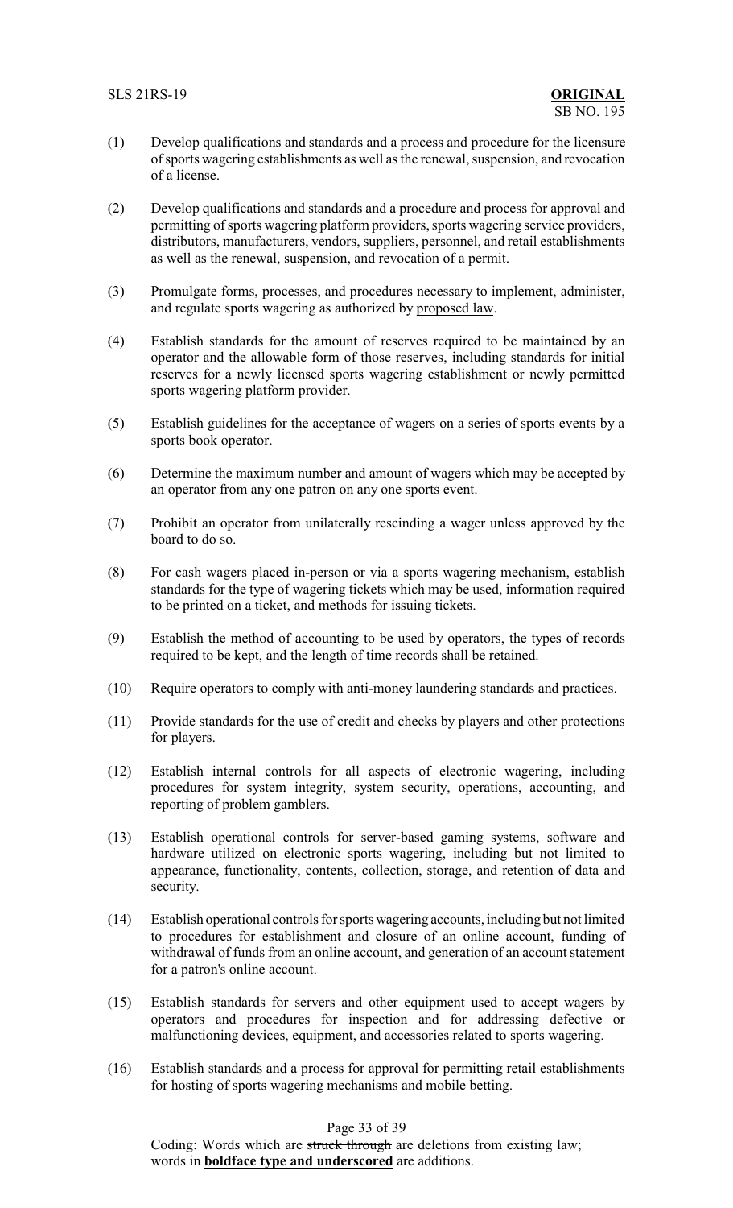(1) Develop qualifications and standards and a process and procedure for the licensure of sports wagering establishments as well as the renewal, suspension, and revocation of a license.

(2) Develop qualifications and standards and a procedure and process for approval and permitting of sports wagering platform providers, sports wagering service providers, distributors, manufacturers, vendors, suppliers, personnel, and retail establishments as well as the renewal, suspension, and revocation of a permit.

(3) Promulgate forms, processes, and procedures necessary to implement, administer, and regulate sports wagering as authorized by proposed law.

(4) Establish standards for the amount of reserves required to be maintained by an operator and the allowable form of those reserves, including standards for initial reserves for a newly licensed sports wagering establishment or newly permitted sports wagering platform provider.

(5) Establish guidelines for the acceptance of wagers on a series of sports events by a sports book operator.

(6) Determine the maximum number and amount of wagers which may be accepted by an operator from any one patron on any one sports event.

(7) Prohibit an operator from unilaterally rescinding a wager unless approved by the board to do so.

(8) For cash wagers placed in-person or via a sports wagering mechanism, establish standards for the type of wagering tickets which may be used, information required to be printed on a ticket, and methods for issuing tickets.

(9) Establish the method of accounting to be used by operators, the types of records required to be kept, and the length of time records shall be retained.

(10) Require operators to comply with anti-money laundering standards and practices.

(11) Provide standards for the use of credit and checks by players and other protections for players.

(12) Establish internal controls for all aspects of electronic wagering, including procedures for system integrity, system security, operations, accounting, and reporting of problem gamblers.

(13) Establish operational controls for server-based gaming systems, software and hardware utilized on electronic sports wagering, including but not limited to appearance, functionality, contents, collection, storage, and retention of data and security.

(14) Establish operational controls for sports wagering accounts, including but not limited to procedures for establishment and closure of an online account, funding of withdrawal of funds from an online account, and generation of an account statement for a patron's online account.

(15) Establish standards for servers and other equipment used to accept wagers by operators and procedures for inspection and for addressing defective or malfunctioning devices, equipment, and accessories related to sports wagering.

(16) Establish standards and a process for approval for permitting retail establishments for hosting of sports wagering mechanisms and mobile betting.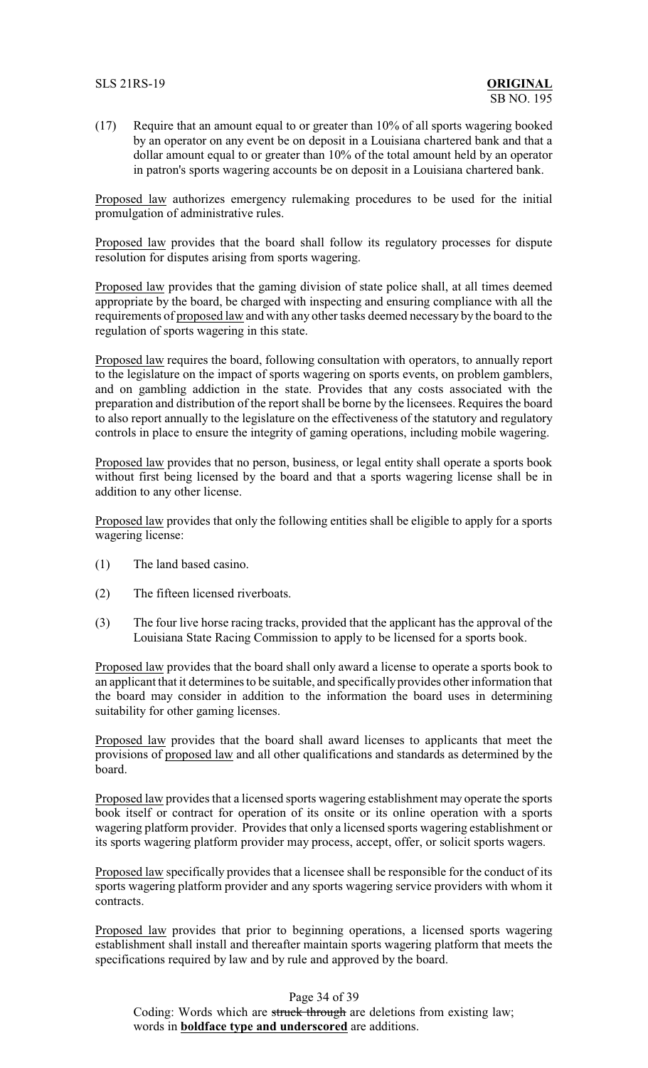(17) Require that an amount equal to or greater than 10% of all sports wagering booked by an operator on any event be on deposit in a Louisiana chartered bank and that a dollar amount equal to or greater than 10% of the total amount held by an operator in patron's sports wagering accounts be on deposit in a Louisiana chartered bank.

Proposed law authorizes emergency rulemaking procedures to be used for the initial promulgation of administrative rules.

Proposed law provides that the board shall follow its regulatory processes for dispute resolution for disputes arising from sports wagering.

Proposed law provides that the gaming division of state police shall, at all times deemed appropriate by the board, be charged with inspecting and ensuring compliance with all the requirements of proposed law and with any other tasks deemed necessary by the board to the regulation of sports wagering in this state.

Proposed law requires the board, following consultation with operators, to annually report to the legislature on the impact of sports wagering on sports events, on problem gamblers, and on gambling addiction in the state. Provides that any costs associated with the preparation and distribution of the report shall be borne by the licensees. Requires the board to also report annually to the legislature on the effectiveness of the statutory and regulatory controls in place to ensure the integrity of gaming operations, including mobile wagering.

Proposed law provides that no person, business, or legal entity shall operate a sports book without first being licensed by the board and that a sports wagering license shall be in addition to any other license.

Proposed law provides that only the following entities shall be eligible to apply for a sports wagering license:

(1) The land based casino.

(2) The fifteen licensed riverboats.

(3) The four live horse racing tracks, provided that the applicant has the approval of the Louisiana State Racing Commission to apply to be licensed for a sports book.

Proposed law provides that the board shall only award a license to operate a sports book to an applicant that it determines to be suitable, and specifically provides other information that the board may consider in addition to the information the board uses in determining suitability for other gaming licenses.

Proposed law provides that the board shall award licenses to applicants that meet the provisions of proposed law and all other qualifications and standards as determined by the board.

Proposed law provides that a licensed sports wagering establishment may operate the sports book itself or contract for operation of its onsite or its online operation with a sports wagering platform provider. Provides that only a licensed sports wagering establishment or its sports wagering platform provider may process, accept, offer, or solicit sports wagers.

Proposed law specifically provides that a licensee shall be responsible for the conduct of its sports wagering platform provider and any sports wagering service providers with whom it contracts.

Proposed law provides that prior to beginning operations, a licensed sports wagering establishment shall install and thereafter maintain sports wagering platform that meets the specifications required by law and by rule and approved by the board.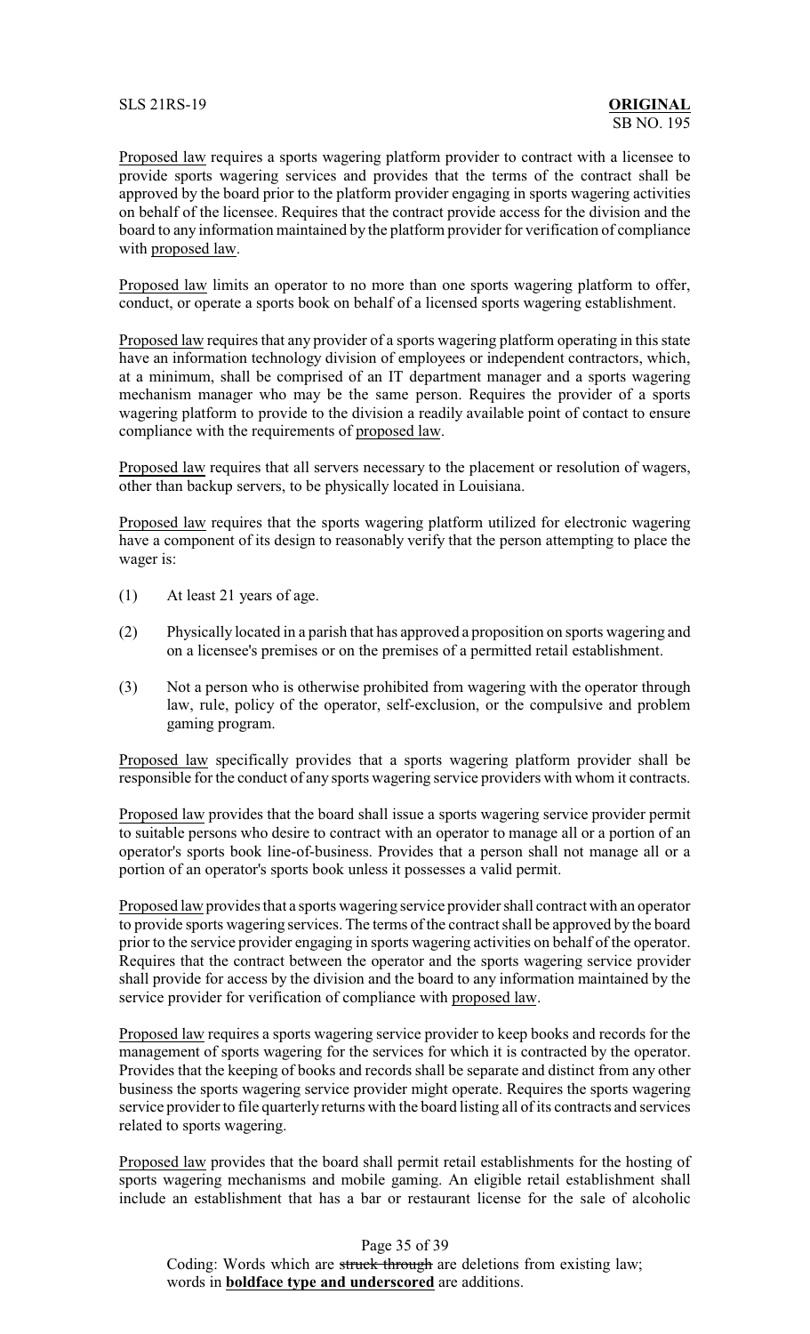Proposed law requires a sports wagering platform provider to contract with a licensee to provide sports wagering services and provides that the terms of the contract shall be approved by the board prior to the platform provider engaging in sports wagering activities on behalf of the licensee. Requires that the contract provide access for the division and the board to any information maintained by the platform provider for verification of compliance with proposed law.

Proposed law limits an operator to no more than one sports wagering platform to offer, conduct, or operate a sports book on behalf of a licensed sports wagering establishment.

Proposed law requires that any provider of a sports wagering platform operating in this state have an information technology division of employees or independent contractors, which, at a minimum, shall be comprised of an IT department manager and a sports wagering mechanism manager who may be the same person. Requires the provider of a sports wagering platform to provide to the division a readily available point of contact to ensure compliance with the requirements of proposed law.

Proposed law requires that all servers necessary to the placement or resolution of wagers, other than backup servers, to be physically located in Louisiana.

Proposed law requires that the sports wagering platform utilized for electronic wagering have a component of its design to reasonably verify that the person attempting to place the wager is:

(1) At least 21 years of age.

(2) Physically located in a parish that has approved a proposition on sports wagering and on a licensee's premises or on the premises of a permitted retail establishment.

(3) Not a person who is otherwise prohibited from wagering with the operator through law, rule, policy of the operator, self-exclusion, or the compulsive and problem gaming program.

Proposed law specifically provides that a sports wagering platform provider shall be responsible for the conduct of any sports wagering service providers with whom it contracts.

Proposed law provides that the board shall issue a sports wagering service provider permit to suitable persons who desire to contract with an operator to manage all or a portion of an operator's sports book line-of-business. Provides that a person shall not manage all or a portion of an operator's sports book unless it possesses a valid permit.

Proposed law provides that a sports wagering service provider shall contract with an operator to provide sports wagering services. The terms of the contract shall be approved by the board prior to the service provider engaging in sports wagering activities on behalf of the operator. Requires that the contract between the operator and the sports wagering service provider shall provide for access by the division and the board to any information maintained by the service provider for verification of compliance with proposed law.

Proposed law requires a sports wagering service provider to keep books and records for the management of sports wagering for the services for which it is contracted by the operator. Provides that the keeping of books and records shall be separate and distinct from any other business the sports wagering service provider might operate. Requires the sports wagering service provider to file quarterly returns with the board listing all of its contracts and services related to sports wagering.

Proposed law provides that the board shall permit retail establishments for the hosting of sports wagering mechanisms and mobile gaming. An eligible retail establishment shall include an establishment that has a bar or restaurant license for the sale of alcoholic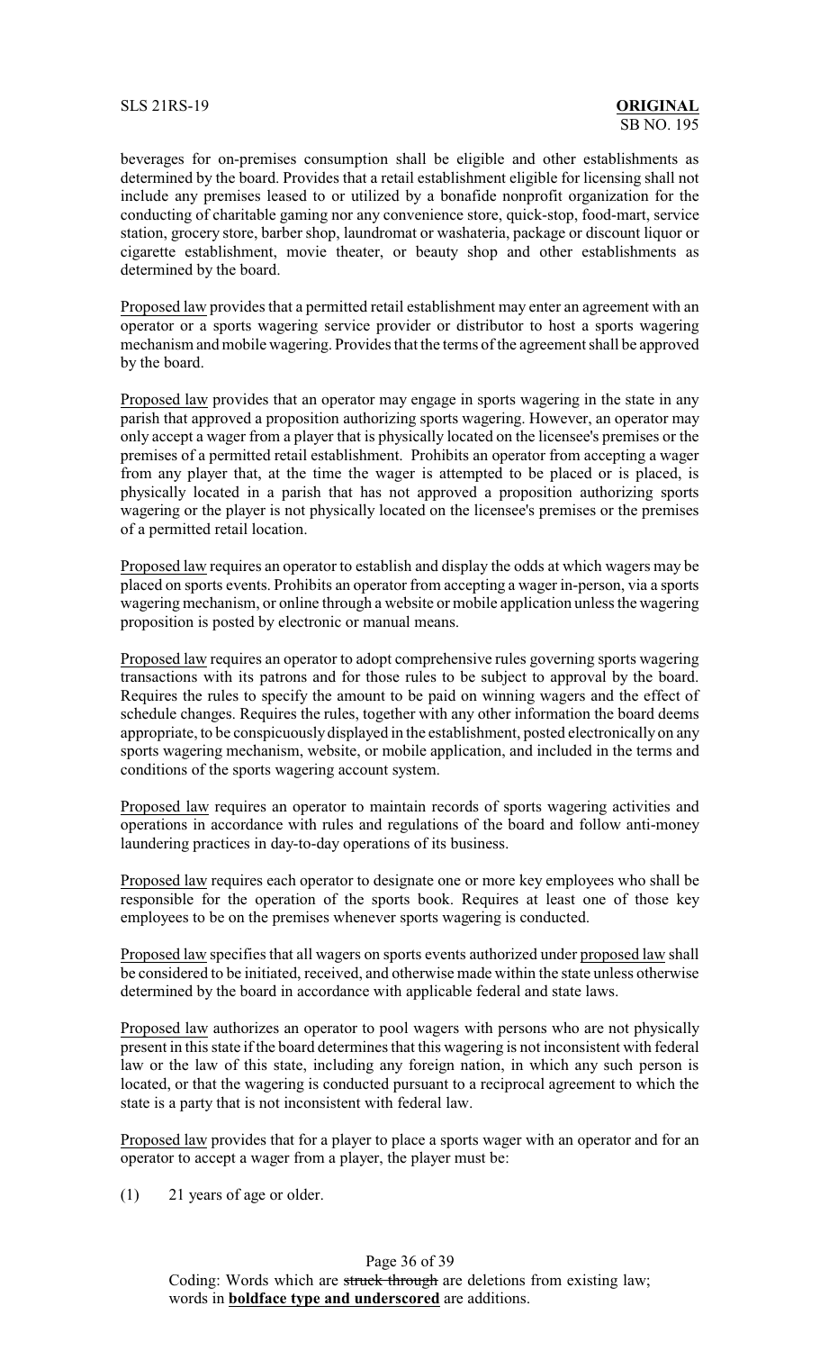beverages for on-premises consumption shall be eligible and other establishments as determined by the board. Provides that a retail establishment eligible for licensing shall not include any premises leased to or utilized by a bonafide nonprofit organization for the conducting of charitable gaming nor any convenience store, quick-stop, food-mart, service station, grocery store, barber shop, laundromat or washateria, package or discount liquor or cigarette establishment, movie theater, or beauty shop and other establishments as determined by the board.

Proposed law provides that a permitted retail establishment may enter an agreement with an operator or a sports wagering service provider or distributor to host a sports wagering mechanism and mobile wagering. Provides that the terms of the agreement shall be approved by the board.

Proposed law provides that an operator may engage in sports wagering in the state in any parish that approved a proposition authorizing sports wagering. However, an operator may only accept a wager from a player that is physically located on the licensee's premises or the premises of a permitted retail establishment. Prohibits an operator from accepting a wager from any player that, at the time the wager is attempted to be placed or is placed, is physically located in a parish that has not approved a proposition authorizing sports wagering or the player is not physically located on the licensee's premises or the premises of a permitted retail location.

Proposed law requires an operator to establish and display the odds at which wagers may be placed on sports events. Prohibits an operator from accepting a wager in-person, via a sports wagering mechanism, or online through a website or mobile application unless the wagering proposition is posted by electronic or manual means.

Proposed law requires an operator to adopt comprehensive rules governing sports wagering transactions with its patrons and for those rules to be subject to approval by the board. Requires the rules to specify the amount to be paid on winning wagers and the effect of schedule changes. Requires the rules, together with any other information the board deems appropriate, to be conspicuously displayed in the establishment, posted electronically on any sports wagering mechanism, website, or mobile application, and included in the terms and conditions of the sports wagering account system.

Proposed law requires an operator to maintain records of sports wagering activities and operations in accordance with rules and regulations of the board and follow anti-money laundering practices in day-to-day operations of its business.

Proposed law requires each operator to designate one or more key employees who shall be responsible for the operation of the sports book. Requires at least one of those key employees to be on the premises whenever sports wagering is conducted.

Proposed law specifies that all wagers on sports events authorized under proposed law shall be considered to be initiated, received, and otherwise made within the state unless otherwise determined by the board in accordance with applicable federal and state laws.

Proposed law authorizes an operator to pool wagers with persons who are not physically present in this state if the board determines that this wagering is not inconsistent with federal law or the law of this state, including any foreign nation, in which any such person is located, or that the wagering is conducted pursuant to a reciprocal agreement to which the state is a party that is not inconsistent with federal law.

Proposed law provides that for a player to place a sports wager with an operator and for an operator to accept a wager from a player, the player must be:

(1) 21 years of age or older.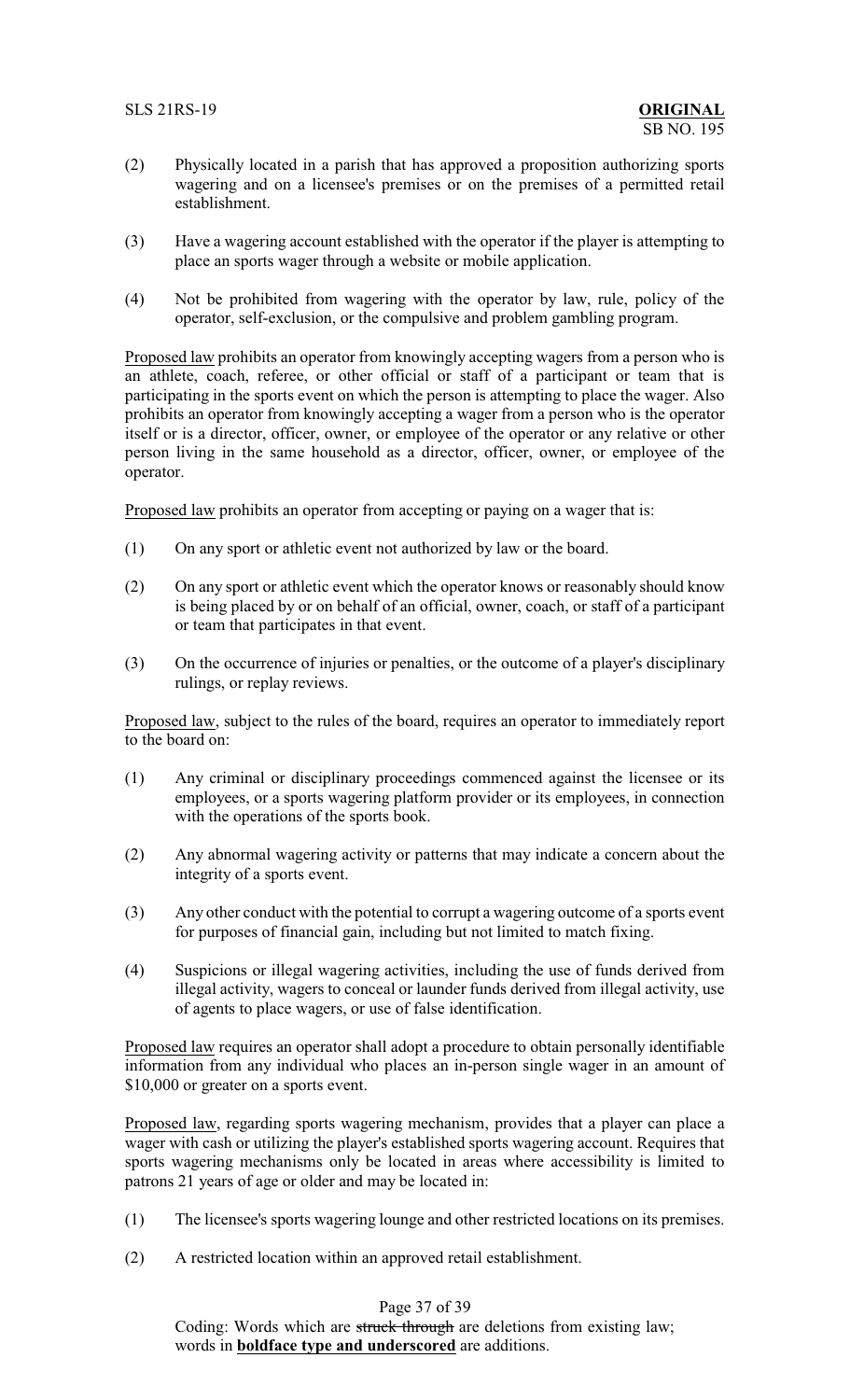(2) Physically located in a parish that has approved a proposition authorizing sports wagering and on a licensee's premises or on the premises of a permitted retail establishment.

(3) Have a wagering account established with the operator if the player is attempting to place an sports wager through a website or mobile application.

(4) Not be prohibited from wagering with the operator by law, rule, policy of the operator, self-exclusion, or the compulsive and problem gambling program.

Proposed law prohibits an operator from knowingly accepting wagers from a person who is an athlete, coach, referee, or other official or staff of a participant or team that is participating in the sports event on which the person is attempting to place the wager. Also prohibits an operator from knowingly accepting a wager from a person who is the operator itself or is a director, officer, owner, or employee of the operator or any relative or other person living in the same household as a director, officer, owner, or employee of the operator.

Proposed law prohibits an operator from accepting or paying on a wager that is:

(1) On any sport or athletic event not authorized by law or the board.

(2) On any sport or athletic event which the operator knows or reasonably should know is being placed by or on behalf of an official, owner, coach, or staff of a participant or team that participates in that event.

(3) On the occurrence of injuries or penalties, or the outcome of a player's disciplinary rulings, or replay reviews.

Proposed law, subject to the rules of the board, requires an operator to immediately report to the board on:

(1) Any criminal or disciplinary proceedings commenced against the licensee or its employees, or a sports wagering platform provider or its employees, in connection with the operations of the sports book.

(2) Any abnormal wagering activity or patterns that may indicate a concern about the integrity of a sports event.

(3) Any other conduct with the potential to corrupt a wagering outcome of a sports event for purposes of financial gain, including but not limited to match fixing.

(4) Suspicions or illegal wagering activities, including the use of funds derived from illegal activity, wagers to conceal or launder funds derived from illegal activity, use of agents to place wagers, or use of false identification.

Proposed law requires an operator shall adopt a procedure to obtain personally identifiable information from any individual who places an in-person single wager in an amount of $10,000 or greater on a sports event.

Proposed law, regarding sports wagering mechanism, provides that a player can place a wager with cash or utilizing the player's established sports wagering account. Requires that sports wagering mechanisms only be located in areas where accessibility is limited to patrons 21 years of age or older and may be located in:

(1) The licensee's sports wagering lounge and other restricted locations on its premises.

(2) A restricted location within an approved retail establishment.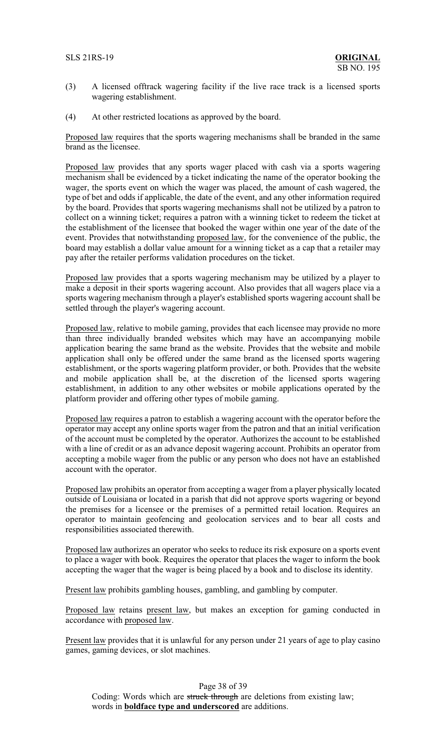(3) A licensed offtrack wagering facility if the live race track is a licensed sports wagering establishment.

(4) At other restricted locations as approved by the board.

Proposed law requires that the sports wagering mechanisms shall be branded in the same brand as the licensee.

Proposed law provides that any sports wager placed with cash via a sports wagering mechanism shall be evidenced by a ticket indicating the name of the operator booking the wager, the sports event on which the wager was placed, the amount of cash wagered, the type of bet and odds if applicable, the date of the event, and any other information required by the board. Provides that sports wagering mechanisms shall not be utilized by a patron to collect on a winning ticket; requires a patron with a winning ticket to redeem the ticket at the establishment of the licensee that booked the wager within one year of the date of the event. Provides that notwithstanding proposed law, for the convenience of the public, the board may establish a dollar value amount for a winning ticket as a cap that a retailer may pay after the retailer performs validation procedures on the ticket.

Proposed law provides that a sports wagering mechanism may be utilized by a player to make a deposit in their sports wagering account. Also provides that all wagers place via a sports wagering mechanism through a player's established sports wagering account shall be settled through the player's wagering account.

Proposed law, relative to mobile gaming, provides that each licensee may provide no more than three individually branded websites which may have an accompanying mobile application bearing the same brand as the website. Provides that the website and mobile application shall only be offered under the same brand as the licensed sports wagering establishment, or the sports wagering platform provider, or both. Provides that the website and mobile application shall be, at the discretion of the licensed sports wagering establishment, in addition to any other websites or mobile applications operated by the platform provider and offering other types of mobile gaming.

Proposed law requires a patron to establish a wagering account with the operator before the operator may accept any online sports wager from the patron and that an initial verification of the account must be completed by the operator. Authorizes the account to be established with a line of credit or as an advance deposit wagering account. Prohibits an operator from accepting a mobile wager from the public or any person who does not have an established account with the operator.

Proposed law prohibits an operator from accepting a wager from a player physically located outside of Louisiana or located in a parish that did not approve sports wagering or beyond the premises for a licensee or the premises of a permitted retail location. Requires an operator to maintain geofencing and geolocation services and to bear all costs and responsibilities associated therewith.

Proposed law authorizes an operator who seeks to reduce its risk exposure on a sports event to place a wager with book. Requires the operator that places the wager to inform the book accepting the wager that the wager is being placed by a book and to disclose its identity.

Present law prohibits gambling houses, gambling, and gambling by computer.

Proposed law retains present law, but makes an exception for gaming conducted in accordance with proposed law.

Present law provides that it is unlawful for any person under 21 years of age to play casino games, gaming devices, or slot machines.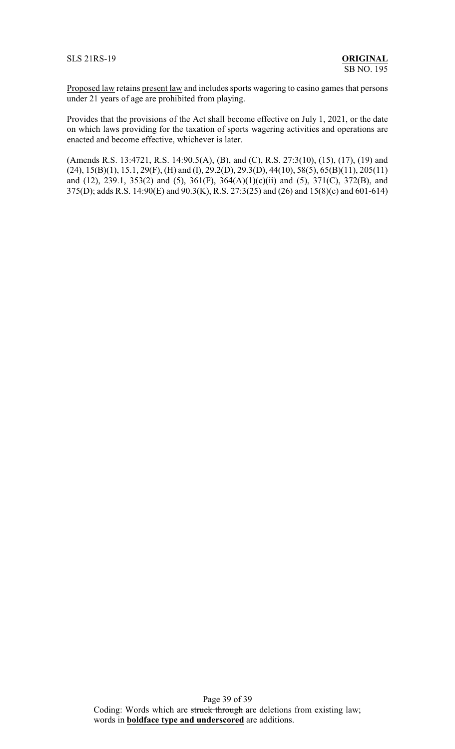Proposed law retains present law and includes sports wagering to casino games that persons under 21 years of age are prohibited from playing.

Provides that the provisions of the Act shall become effective on July 1, 2021, or the date on which laws providing for the taxation of sports wagering activities and operations are enacted and become effective, whichever is later.

(Amends R.S. 13:4721, R.S. 14:90.5(A), (B), and (C), R.S. 27:3(10), (15), (17), (19) and (24), 15(B)(1), 15.1, 29(F), (H) and (I), 29.2(D), 29.3(D), 44(10), 58(5), 65(B)(11), 205(11) and (12), 239.1, 353(2) and (5), 361(F), 364(A)(1)(c)(ii) and (5), 371(C), 372(B), and 375(D); adds R.S. 14:90(E) and 90.3(K), R.S. 27:3(25) and (26) and 15(8)(c) and 601-614)